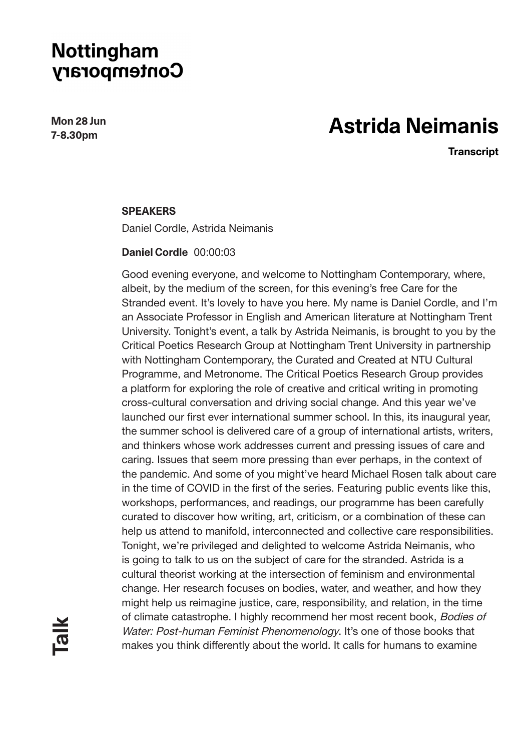# Astrida Neimanis

Mon 28 Jun
7-8.30pm

**Transcript**

**SPEAKERS**

Daniel Cordle, Astrida Neimanis

**Daniel Cordle** 00:00:03

Good evening everyone, and welcome to Nottingham Contemporary, where, albeit, by the medium of the screen, for this evening's free Care for the Stranded event. It's lovely to have you here. My name is Daniel Cordle, and I'm an Associate Professor in English and American literature at Nottingham Trent University. Tonight's event, a talk by Astrida Neimanis, is brought to you by the Critical Poetics Research Group at Nottingham Trent University in partnership with Nottingham Contemporary, the Curated and Created at NTU Cultural Programme, and Metronome. The Critical Poetics Research Group provides a platform for exploring the role of creative and critical writing in promoting cross-cultural conversation and driving social change. And this year we've launched our first ever international summer school. In this, its inaugural year, the summer school is delivered care of a group of international artists, writers, and thinkers whose work addresses current and pressing issues of care and caring. Issues that seem more pressing than ever perhaps, in the context of the pandemic. And some of you might've heard Michael Rosen talk about care in the time of COVID in the first of the series. Featuring public events like this, workshops, performances, and readings, our programme has been carefully curated to discover how writing, art, criticism, or a combination of these can help us attend to manifold, interconnected and collective care responsibilities. Tonight, we're privileged and delighted to welcome Astrida Neimanis, who is going to talk to us on the subject of care for the stranded. Astrida is a cultural theorist working at the intersection of feminism and environmental change. Her research focuses on bodies, water, and weather, and how they might help us reimagine justice, care, responsibility, and relation, in the time of climate catastrophe. I highly recommend her most recent book, *Bodies of Water: Post-human Feminist Phenomenology*. It's one of those books that makes you think differently about the world. It calls for humans to examine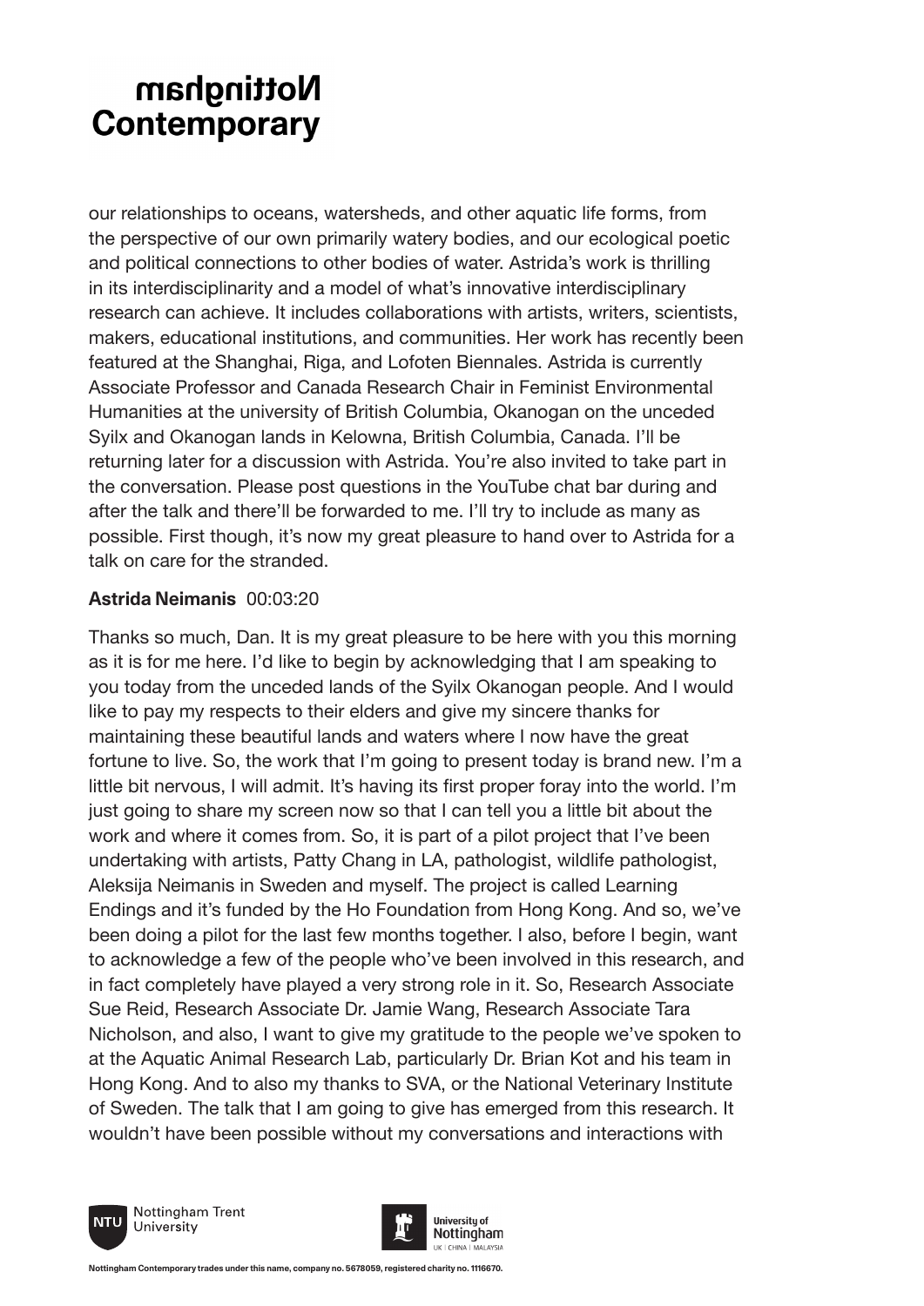our relationships to oceans, watersheds, and other aquatic life forms, from the perspective of our own primarily watery bodies, and our ecological poetic and political connections to other bodies of water. Astrida's work is thrilling in its interdisciplinarity and a model of what's innovative interdisciplinary research can achieve. It includes collaborations with artists, writers, scientists, makers, educational institutions, and communities. Her work has recently been featured at the Shanghai, Riga, and Lofoten Biennales. Astrida is currently Associate Professor and Canada Research Chair in Feminist Environmental Humanities at the university of British Columbia, Okanogan on the unceded Syilx and Okanogan lands in Kelowna, British Columbia, Canada. I'll be returning later for a discussion with Astrida. You're also invited to take part in the conversation. Please post questions in the YouTube chat bar during and after the talk and there'll be forwarded to me. I'll try to include as many as possible. First though, it's now my great pleasure to hand over to Astrida for a talk on care for the stranded.

**Astrida Neimanis** 00:03:20

Thanks so much, Dan. It is my great pleasure to be here with you this morning as it is for me here. I'd like to begin by acknowledging that I am speaking to you today from the unceded lands of the Syilx Okanogan people. And I would like to pay my respects to their elders and give my sincere thanks for maintaining these beautiful lands and waters where I now have the great fortune to live. So, the work that I'm going to present today is brand new. I'm a little bit nervous, I will admit. It's having its first proper foray into the world. I'm just going to share my screen now so that I can tell you a little bit about the work and where it comes from. So, it is part of a pilot project that I've been undertaking with artists, Patty Chang in LA, pathologist, wildlife pathologist, Aleksija Neimanis in Sweden and myself. The project is called Learning Endings and it's funded by the Ho Foundation from Hong Kong. And so, we've been doing a pilot for the last few months together. I also, before I begin, want to acknowledge a few of the people who've been involved in this research, and in fact completely have played a very strong role in it. So, Research Associate Sue Reid, Research Associate Dr. Jamie Wang, Research Associate Tara Nicholson, and also, I want to give my gratitude to the people we've spoken to at the Aquatic Animal Research Lab, particularly Dr. Brian Kot and his team in Hong Kong. And to also my thanks to SVA, or the National Veterinary Institute of Sweden. The talk that I am going to give has emerged from this research. It wouldn't have been possible without my conversations and interactions with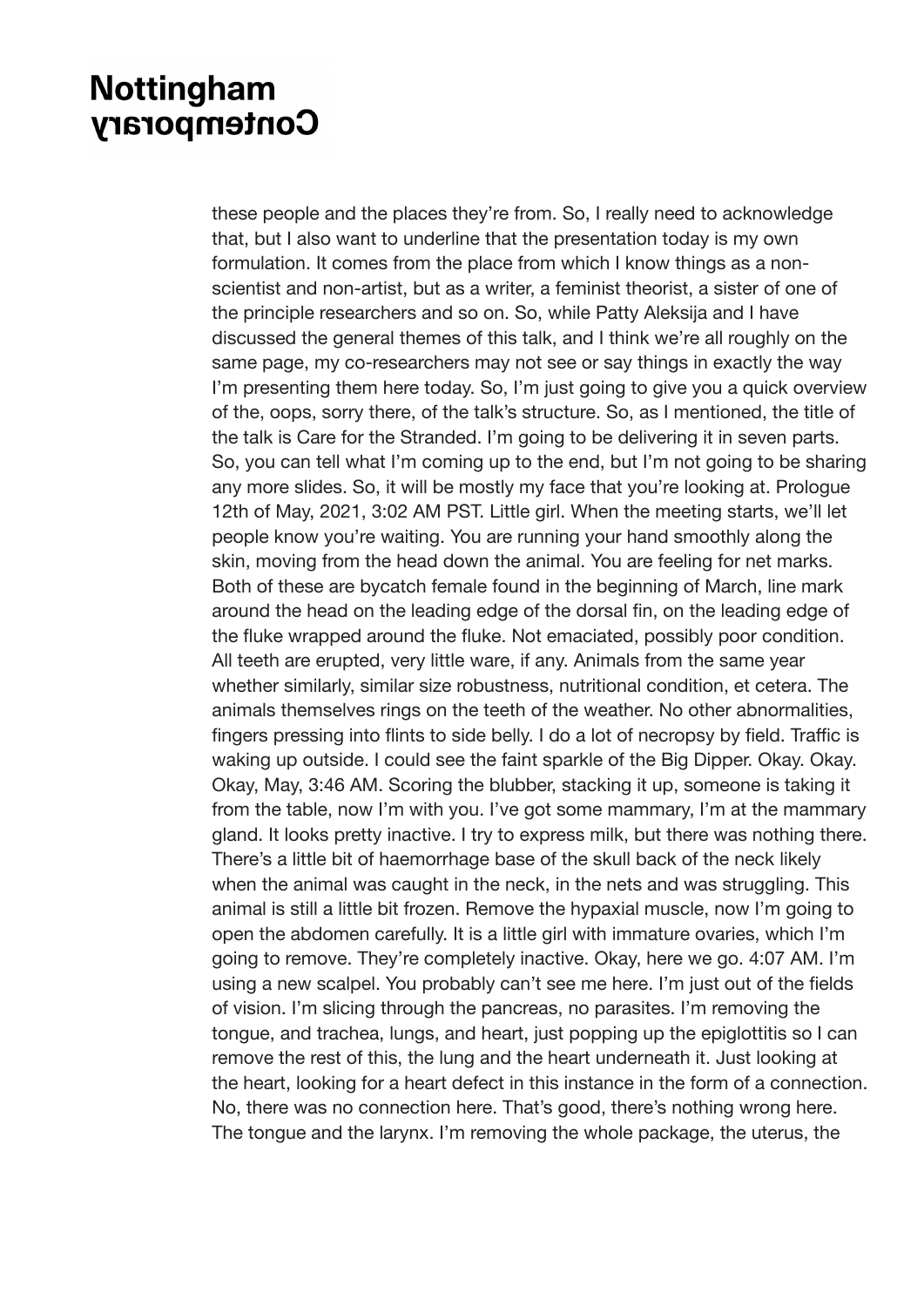these people and the places they're from. So, I really need to acknowledge that, but I also want to underline that the presentation today is my own formulation. It comes from the place from which I know things as a non-scientist and non-artist, but as a writer, a feminist theorist, a sister of one of the principle researchers and so on. So, while Patty Aleksija and I have discussed the general themes of this talk, and I think we're all roughly on the same page, my co-researchers may not see or say things in exactly the way I'm presenting them here today. So, I'm just going to give you a quick overview of the, oops, sorry there, of the talk's structure. So, as I mentioned, the title of the talk is Care for the Stranded. I'm going to be delivering it in seven parts. So, you can tell what I'm coming up to the end, but I'm not going to be sharing any more slides. So, it will be mostly my face that you're looking at. Prologue 12th of May, 2021, 3:02 AM PST. Little girl. When the meeting starts, we'll let people know you're waiting. You are running your hand smoothly along the skin, moving from the head down the animal. You are feeling for net marks. Both of these are bycatch female found in the beginning of March, line mark around the head on the leading edge of the dorsal fin, on the leading edge of the fluke wrapped around the fluke. Not emaciated, possibly poor condition. All teeth are erupted, very little ware, if any. Animals from the same year whether similarly, similar size robustness, nutritional condition, et cetera. The animals themselves rings on the teeth of the weather. No other abnormalities, fingers pressing into flints to side belly. I do a lot of necropsy by field. Traffic is waking up outside. I could see the faint sparkle of the Big Dipper. Okay. Okay. Okay, May, 3:46 AM. Scoring the blubber, stacking it up, someone is taking it from the table, now I'm with you. I've got some mammary, I'm at the mammary gland. It looks pretty inactive. I try to express milk, but there was nothing there. There's a little bit of haemorrhage base of the skull back of the neck likely when the animal was caught in the neck, in the nets and was struggling. This animal is still a little bit frozen. Remove the hypaxial muscle, now I'm going to open the abdomen carefully. It is a little girl with immature ovaries, which I'm going to remove. They're completely inactive. Okay, here we go. 4:07 AM. I'm using a new scalpel. You probably can't see me here. I'm just out of the fields of vision. I'm slicing through the pancreas, no parasites. I'm removing the tongue, and trachea, lungs, and heart, just popping up the epiglottitis so I can remove the rest of this, the lung and the heart underneath it. Just looking at the heart, looking for a heart defect in this instance in the form of a connection. No, there was no connection here. That's good, there's nothing wrong here. The tongue and the larynx. I'm removing the whole package, the uterus, the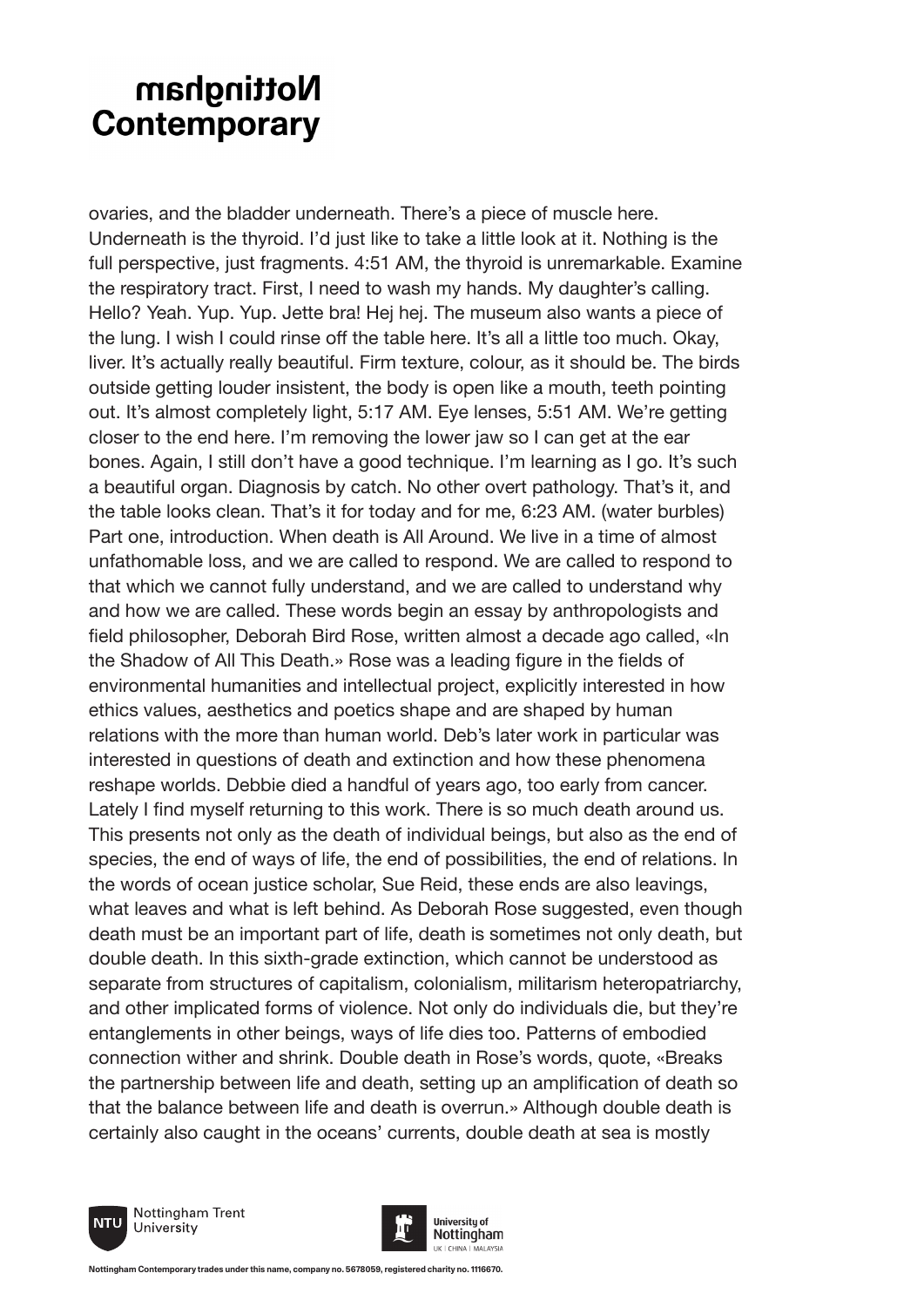ovaries, and the bladder underneath. There's a piece of muscle here. Underneath is the thyroid. I'd just like to take a little look at it. Nothing is the full perspective, just fragments. 4:51 AM, the thyroid is unremarkable. Examine the respiratory tract. First, I need to wash my hands. My daughter's calling. Hello? Yeah. Yup. Yup. Jette bra! Hej hej. The museum also wants a piece of the lung. I wish I could rinse off the table here. It's all a little too much. Okay, liver. It's actually really beautiful. Firm texture, colour, as it should be. The birds outside getting louder insistent, the body is open like a mouth, teeth pointing out. It's almost completely light, 5:17 AM. Eye lenses, 5:51 AM. We're getting closer to the end here. I'm removing the lower jaw so I can get at the ear bones. Again, I still don't have a good technique. I'm learning as I go. It's such a beautiful organ. Diagnosis by catch. No other overt pathology. That's it, and the table looks clean. That's it for today and for me, 6:23 AM. (water burbles) Part one, introduction. When death is All Around. We live in a time of almost unfathomable loss, and we are called to respond. We are called to respond to that which we cannot fully understand, and we are called to understand why and how we are called. These words begin an essay by anthropologists and field philosopher, Deborah Bird Rose, written almost a decade ago called, «In the Shadow of All This Death.» Rose was a leading figure in the fields of environmental humanities and intellectual project, explicitly interested in how ethics values, aesthetics and poetics shape and are shaped by human relations with the more than human world. Deb's later work in particular was interested in questions of death and extinction and how these phenomena reshape worlds. Debbie died a handful of years ago, too early from cancer. Lately I find myself returning to this work. There is so much death around us. This presents not only as the death of individual beings, but also as the end of species, the end of ways of life, the end of possibilities, the end of relations. In the words of ocean justice scholar, Sue Reid, these ends are also leavings, what leaves and what is left behind. As Deborah Rose suggested, even though death must be an important part of life, death is sometimes not only death, but double death. In this sixth-grade extinction, which cannot be understood as separate from structures of capitalism, colonialism, militarism heteropatriarchy, and other implicated forms of violence. Not only do individuals die, but they're entanglements in other beings, ways of life dies too. Patterns of embodied connection wither and shrink. Double death in Rose's words, quote, «Breaks the partnership between life and death, setting up an amplification of death so that the balance between life and death is overrun.» Although double death is certainly also caught in the oceans' currents, double death at sea is mostly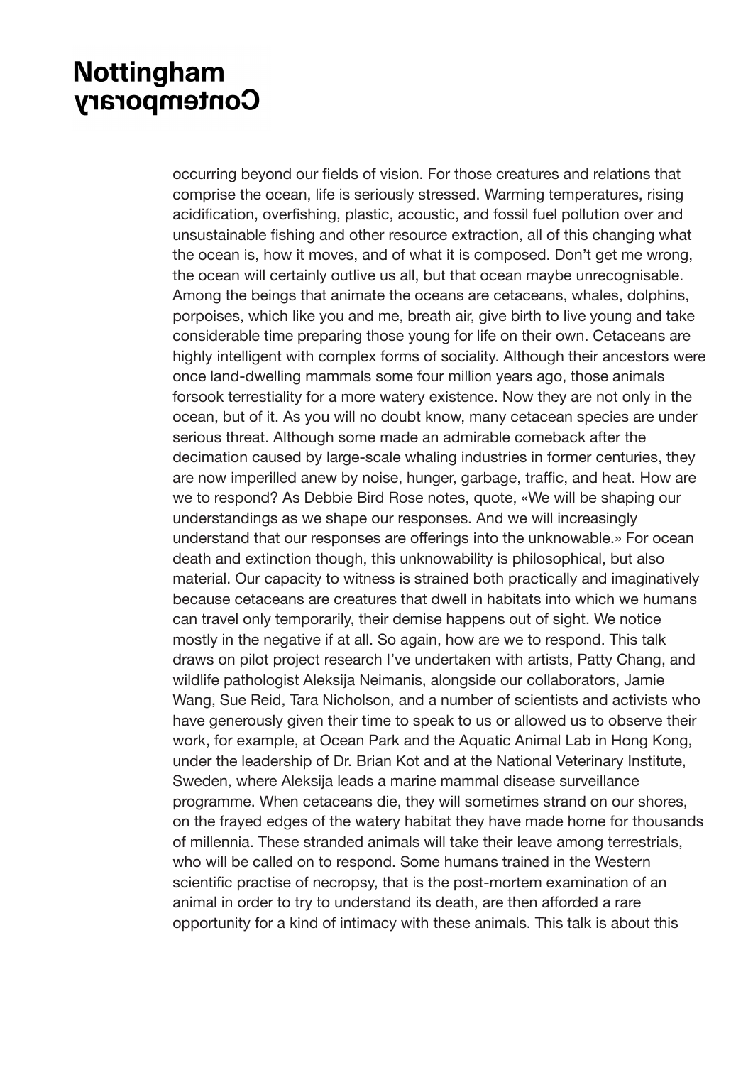occurring beyond our fields of vision. For those creatures and relations that comprise the ocean, life is seriously stressed. Warming temperatures, rising acidification, overfishing, plastic, acoustic, and fossil fuel pollution over and unsustainable fishing and other resource extraction, all of this changing what the ocean is, how it moves, and of what it is composed. Don't get me wrong, the ocean will certainly outlive us all, but that ocean maybe unrecognisable. Among the beings that animate the oceans are cetaceans, whales, dolphins, porpoises, which like you and me, breath air, give birth to live young and take considerable time preparing those young for life on their own. Cetaceans are highly intelligent with complex forms of sociality. Although their ancestors were once land-dwelling mammals some four million years ago, those animals forsook terrestiality for a more watery existence. Now they are not only in the ocean, but of it. As you will no doubt know, many cetacean species are under serious threat. Although some made an admirable comeback after the decimation caused by large-scale whaling industries in former centuries, they are now imperilled anew by noise, hunger, garbage, traffic, and heat. How are we to respond? As Debbie Bird Rose notes, quote, «We will be shaping our understandings as we shape our responses. And we will increasingly understand that our responses are offerings into the unknowable.» For ocean death and extinction though, this unknowability is philosophical, but also material. Our capacity to witness is strained both practically and imaginatively because cetaceans are creatures that dwell in habitats into which we humans can travel only temporarily, their demise happens out of sight. We notice mostly in the negative if at all. So again, how are we to respond. This talk draws on pilot project research I've undertaken with artists, Patty Chang, and wildlife pathologist Aleksija Neimanis, alongside our collaborators, Jamie Wang, Sue Reid, Tara Nicholson, and a number of scientists and activists who have generously given their time to speak to us or allowed us to observe their work, for example, at Ocean Park and the Aquatic Animal Lab in Hong Kong, under the leadership of Dr. Brian Kot and at the National Veterinary Institute, Sweden, where Aleksija leads a marine mammal disease surveillance programme. When cetaceans die, they will sometimes strand on our shores, on the frayed edges of the watery habitat they have made home for thousands of millennia. These stranded animals will take their leave among terrestrials, who will be called on to respond. Some humans trained in the Western scientific practise of necropsy, that is the post-mortem examination of an animal in order to try to understand its death, are then afforded a rare opportunity for a kind of intimacy with these animals. This talk is about this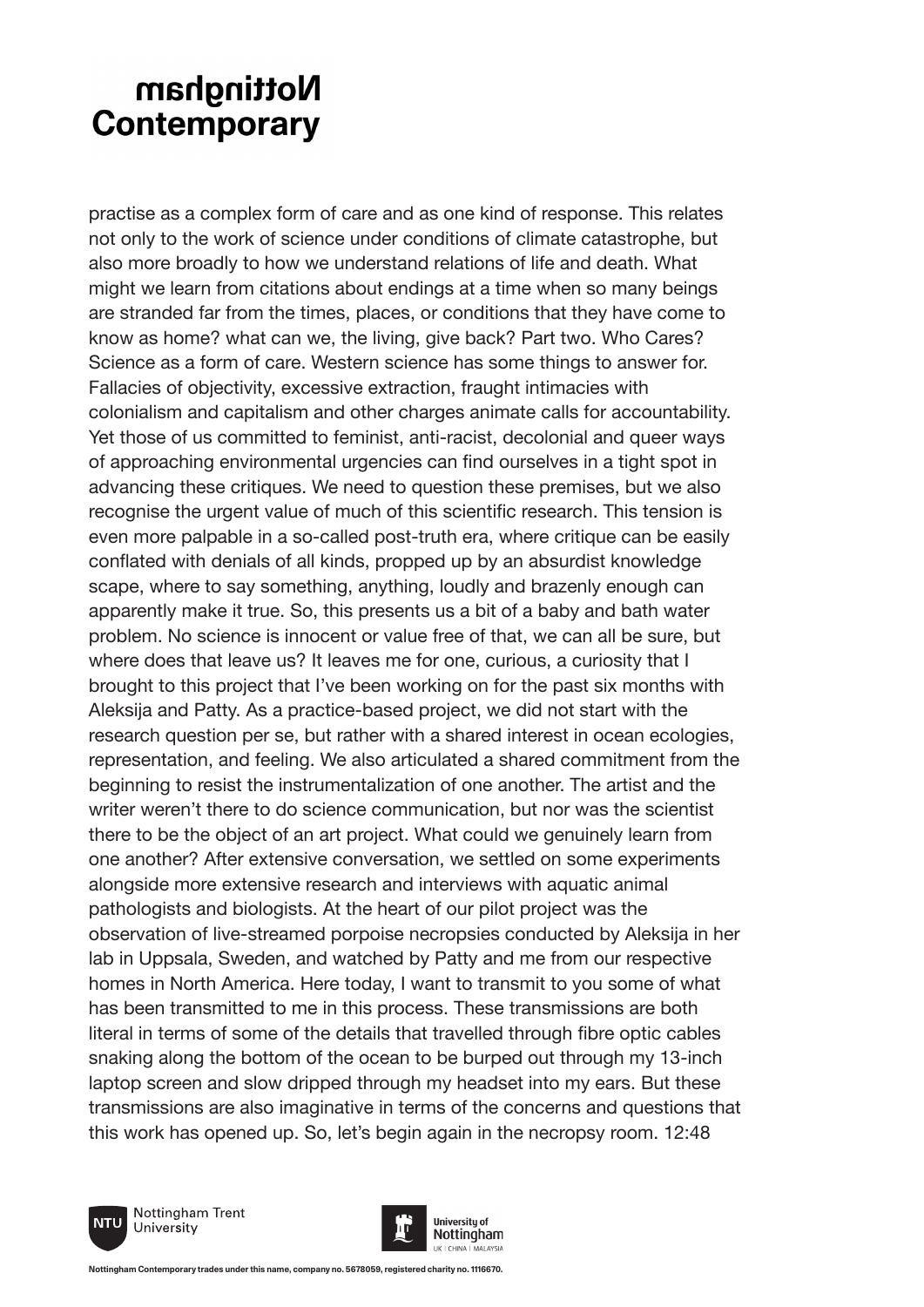practise as a complex form of care and as one kind of response. This relates not only to the work of science under conditions of climate catastrophe, but also more broadly to how we understand relations of life and death. What might we learn from citations about endings at a time when so many beings are stranded far from the times, places, or conditions that they have come to know as home? what can we, the living, give back? Part two. Who Cares? Science as a form of care. Western science has some things to answer for. Fallacies of objectivity, excessive extraction, fraught intimacies with colonialism and capitalism and other charges animate calls for accountability. Yet those of us committed to feminist, anti-racist, decolonial and queer ways of approaching environmental urgencies can find ourselves in a tight spot in advancing these critiques. We need to question these premises, but we also recognise the urgent value of much of this scientific research. This tension is even more palpable in a so-called post-truth era, where critique can be easily conflated with denials of all kinds, propped up by an absurdist knowledge scape, where to say something, anything, loudly and brazenly enough can apparently make it true. So, this presents us a bit of a baby and bath water problem. No science is innocent or value free of that, we can all be sure, but where does that leave us? It leaves me for one, curious, a curiosity that I brought to this project that I've been working on for the past six months with Aleksija and Patty. As a practice-based project, we did not start with the research question per se, but rather with a shared interest in ocean ecologies, representation, and feeling. We also articulated a shared commitment from the beginning to resist the instrumentalization of one another. The artist and the writer weren't there to do science communication, but nor was the scientist there to be the object of an art project. What could we genuinely learn from one another? After extensive conversation, we settled on some experiments alongside more extensive research and interviews with aquatic animal pathologists and biologists. At the heart of our pilot project was the observation of live-streamed porpoise necropsies conducted by Aleksija in her lab in Uppsala, Sweden, and watched by Patty and me from our respective homes in North America. Here today, I want to transmit to you some of what has been transmitted to me in this process. These transmissions are both literal in terms of some of the details that travelled through fibre optic cables snaking along the bottom of the ocean to be burped out through my 13-inch laptop screen and slow dripped through my headset into my ears. But these transmissions are also imaginative in terms of the concerns and questions that this work has opened up. So, let's begin again in the necropsy room. 12:48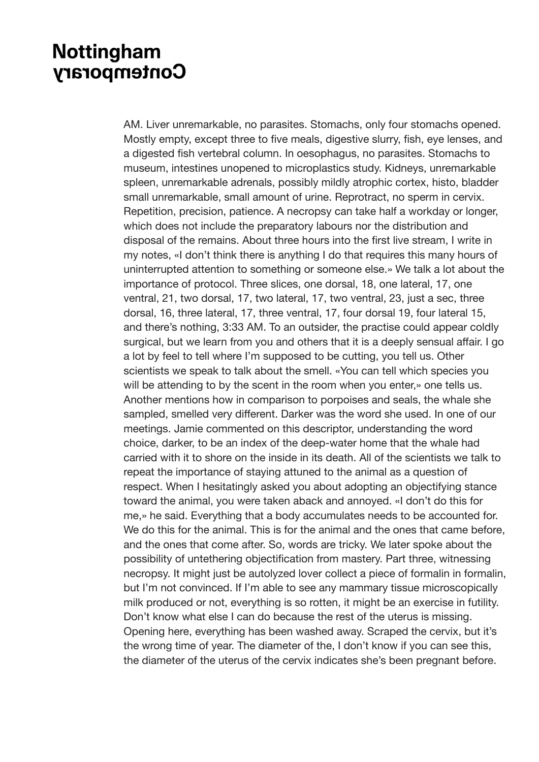AM. Liver unremarkable, no parasites. Stomachs, only four stomachs opened. Mostly empty, except three to five meals, digestive slurry, fish, eye lenses, and a digested fish vertebral column. In oesophagus, no parasites. Stomachs to museum, intestines unopened to microplastics study. Kidneys, unremarkable spleen, unremarkable adrenals, possibly mildly atrophic cortex, histo, bladder small unremarkable, small amount of urine. Reprotract, no sperm in cervix. Repetition, precision, patience. A necropsy can take half a workday or longer, which does not include the preparatory labours nor the distribution and disposal of the remains. About three hours into the first live stream, I write in my notes, «I don't think there is anything I do that requires this many hours of uninterrupted attention to something or someone else.» We talk a lot about the importance of protocol. Three slices, one dorsal, 18, one lateral, 17, one ventral, 21, two dorsal, 17, two lateral, 17, two ventral, 23, just a sec, three dorsal, 16, three lateral, 17, three ventral, 17, four dorsal 19, four lateral 15, and there's nothing, 3:33 AM. To an outsider, the practise could appear coldly surgical, but we learn from you and others that it is a deeply sensual affair. I go a lot by feel to tell where I'm supposed to be cutting, you tell us. Other scientists we speak to talk about the smell. «You can tell which species you will be attending to by the scent in the room when you enter,» one tells us. Another mentions how in comparison to porpoises and seals, the whale she sampled, smelled very different. Darker was the word she used. In one of our meetings. Jamie commented on this descriptor, understanding the word choice, darker, to be an index of the deep-water home that the whale had carried with it to shore on the inside in its death. All of the scientists we talk to repeat the importance of staying attuned to the animal as a question of respect. When I hesitatingly asked you about adopting an objectifying stance toward the animal, you were taken aback and annoyed. «I don't do this for me,» he said. Everything that a body accumulates needs to be accounted for. We do this for the animal. This is for the animal and the ones that came before, and the ones that come after. So, words are tricky. We later spoke about the possibility of untethering objectification from mastery. Part three, witnessing necropsy. It might just be autolyzed lover collect a piece of formalin in formalin, but I'm not convinced. If I'm able to see any mammary tissue microscopically milk produced or not, everything is so rotten, it might be an exercise in futility. Don't know what else I can do because the rest of the uterus is missing. Opening here, everything has been washed away. Scraped the cervix, but it's the wrong time of year. The diameter of the, I don't know if you can see this, the diameter of the uterus of the cervix indicates she's been pregnant before.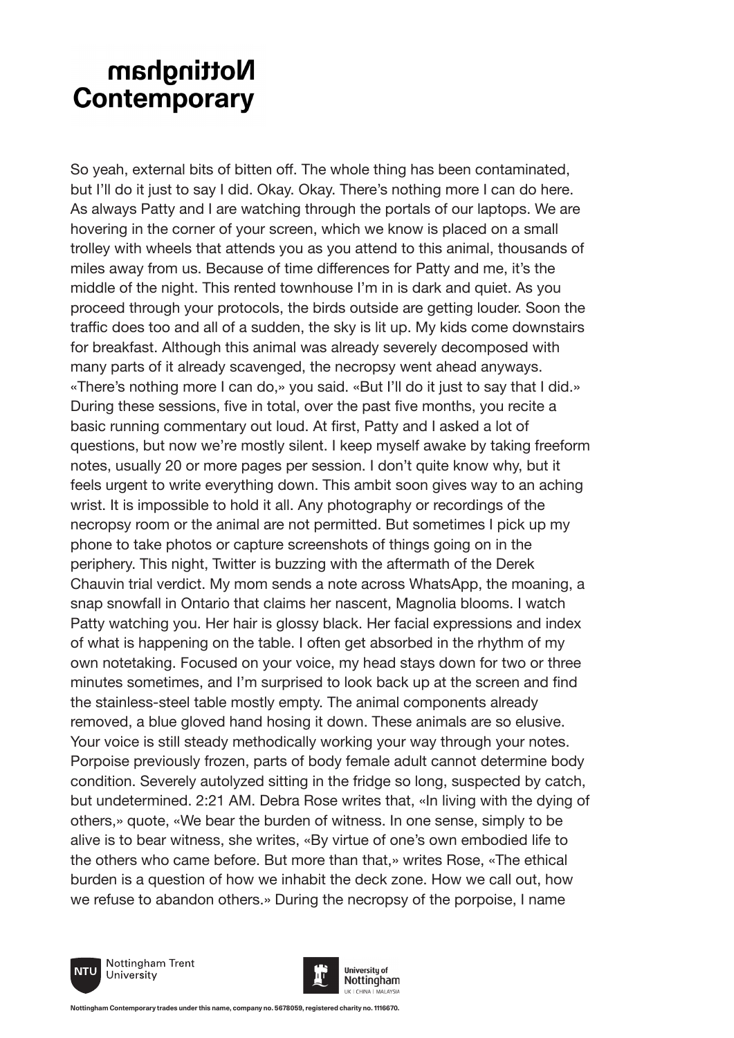So yeah, external bits of bitten off. The whole thing has been contaminated, but I'll do it just to say I did. Okay. Okay. There's nothing more I can do here. As always Patty and I are watching through the portals of our laptops. We are hovering in the corner of your screen, which we know is placed on a small trolley with wheels that attends you as you attend to this animal, thousands of miles away from us. Because of time differences for Patty and me, it's the middle of the night. This rented townhouse I'm in is dark and quiet. As you proceed through your protocols, the birds outside are getting louder. Soon the traffic does too and all of a sudden, the sky is lit up. My kids come downstairs for breakfast. Although this animal was already severely decomposed with many parts of it already scavenged, the necropsy went ahead anyways. «There's nothing more I can do,» you said. «But I'll do it just to say that I did.» During these sessions, five in total, over the past five months, you recite a basic running commentary out loud. At first, Patty and I asked a lot of questions, but now we're mostly silent. I keep myself awake by taking freeform notes, usually 20 or more pages per session. I don't quite know why, but it feels urgent to write everything down. This ambit soon gives way to an aching wrist. It is impossible to hold it all. Any photography or recordings of the necropsy room or the animal are not permitted. But sometimes I pick up my phone to take photos or capture screenshots of things going on in the periphery. This night, Twitter is buzzing with the aftermath of the Derek Chauvin trial verdict. My mom sends a note across WhatsApp, the moaning, a snap snowfall in Ontario that claims her nascent, Magnolia blooms. I watch Patty watching you. Her hair is glossy black. Her facial expressions and index of what is happening on the table. I often get absorbed in the rhythm of my own notetaking. Focused on your voice, my head stays down for two or three minutes sometimes, and I'm surprised to look back up at the screen and find the stainless-steel table mostly empty. The animal components already removed, a blue gloved hand hosing it down. These animals are so elusive. Your voice is still steady methodically working your way through your notes. Porpoise previously frozen, parts of body female adult cannot determine body condition. Severely autolyzed sitting in the fridge so long, suspected by catch, but undetermined. 2:21 AM. Debra Rose writes that, «In living with the dying of others,» quote, «We bear the burden of witness. In one sense, simply to be alive is to bear witness, she writes, «By virtue of one's own embodied life to the others who came before. But more than that,» writes Rose, «The ethical burden is a question of how we inhabit the deck zone. How we call out, how we refuse to abandon others.» During the necropsy of the porpoise, I name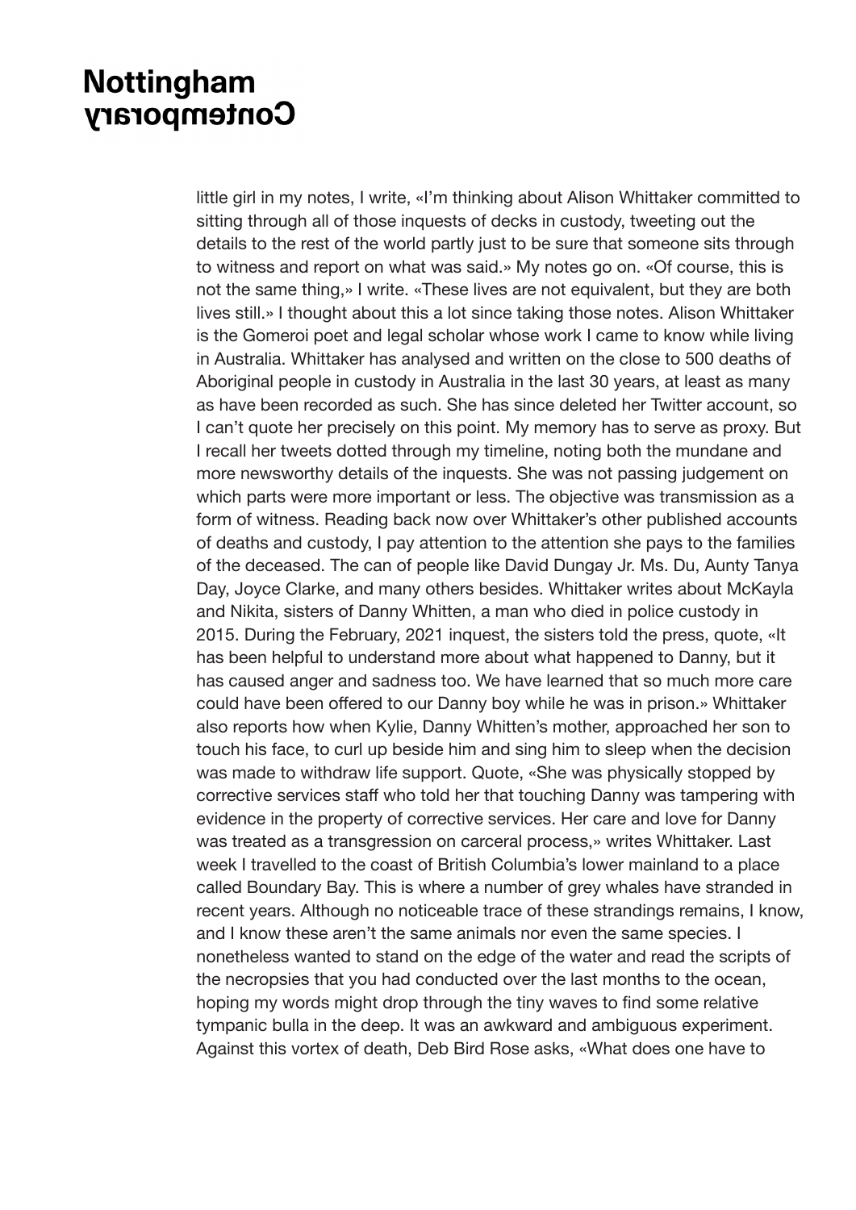little girl in my notes, I write, «I'm thinking about Alison Whittaker committed to sitting through all of those inquests of decks in custody, tweeting out the details to the rest of the world partly just to be sure that someone sits through to witness and report on what was said.» My notes go on. «Of course, this is not the same thing,» I write. «These lives are not equivalent, but they are both lives still.» I thought about this a lot since taking those notes. Alison Whittaker is the Gomeroi poet and legal scholar whose work I came to know while living in Australia. Whittaker has analysed and written on the close to 500 deaths of Aboriginal people in custody in Australia in the last 30 years, at least as many as have been recorded as such. She has since deleted her Twitter account, so I can't quote her precisely on this point. My memory has to serve as proxy. But I recall her tweets dotted through my timeline, noting both the mundane and more newsworthy details of the inquests. She was not passing judgement on which parts were more important or less. The objective was transmission as a form of witness. Reading back now over Whittaker's other published accounts of deaths and custody, I pay attention to the attention she pays to the families of the deceased. The can of people like David Dungay Jr. Ms. Du, Aunty Tanya Day, Joyce Clarke, and many others besides. Whittaker writes about McKayla and Nikita, sisters of Danny Whitten, a man who died in police custody in 2015. During the February, 2021 inquest, the sisters told the press, quote, «It has been helpful to understand more about what happened to Danny, but it has caused anger and sadness too. We have learned that so much more care could have been offered to our Danny boy while he was in prison.» Whittaker also reports how when Kylie, Danny Whitten's mother, approached her son to touch his face, to curl up beside him and sing him to sleep when the decision was made to withdraw life support. Quote, «She was physically stopped by corrective services staff who told her that touching Danny was tampering with evidence in the property of corrective services. Her care and love for Danny was treated as a transgression on carceral process,» writes Whittaker. Last week I travelled to the coast of British Columbia's lower mainland to a place called Boundary Bay. This is where a number of grey whales have stranded in recent years. Although no noticeable trace of these strandings remains, I know, and I know these aren't the same animals nor even the same species. I nonetheless wanted to stand on the edge of the water and read the scripts of the necropsies that you had conducted over the last months to the ocean, hoping my words might drop through the tiny waves to find some relative tympanic bulla in the deep. It was an awkward and ambiguous experiment. Against this vortex of death, Deb Bird Rose asks, «What does one have to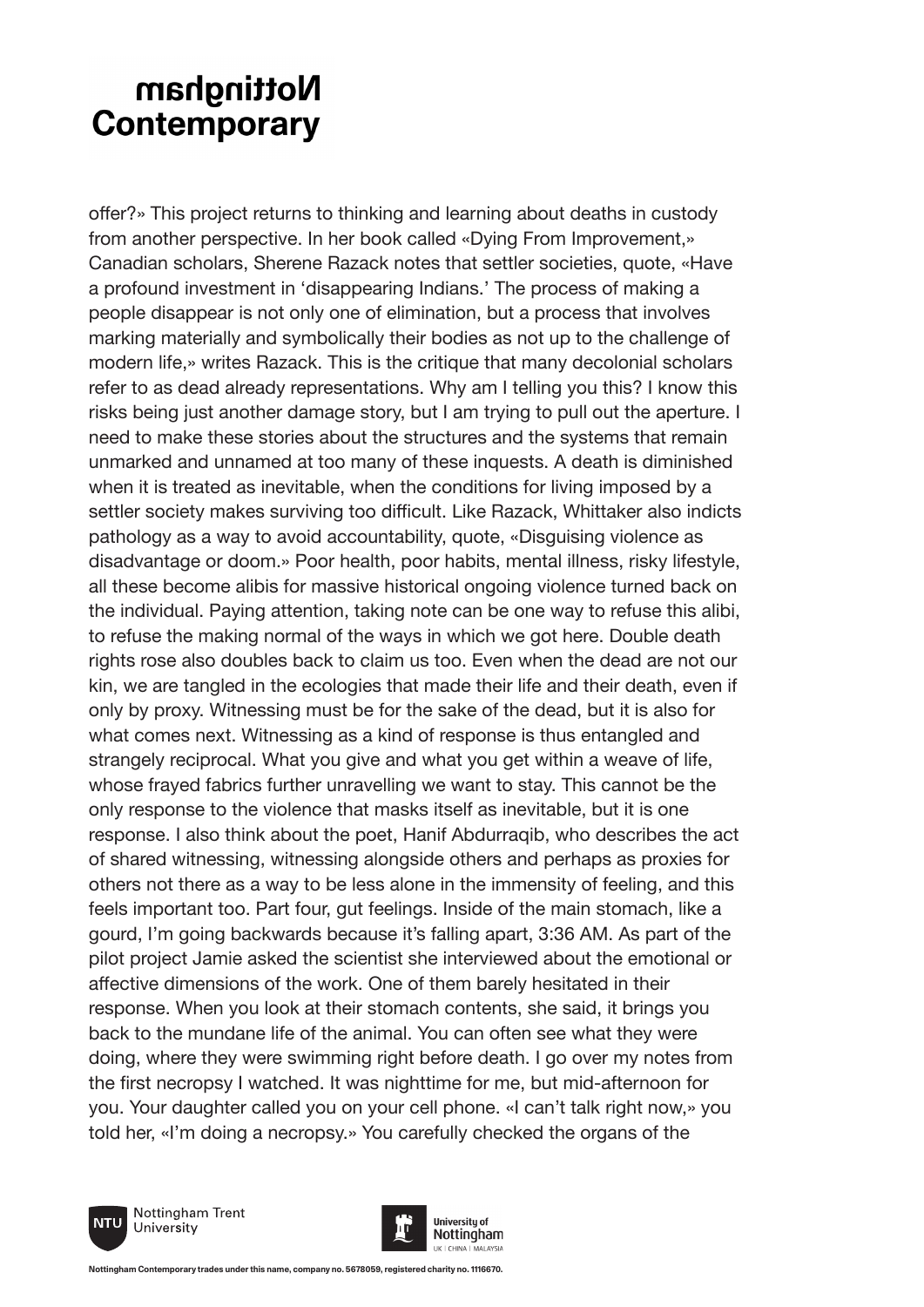offer?» This project returns to thinking and learning about deaths in custody from another perspective. In her book called «Dying From Improvement,» Canadian scholars, Sherene Razack notes that settler societies, quote, «Have a profound investment in 'disappearing Indians.' The process of making a people disappear is not only one of elimination, but a process that involves marking materially and symbolically their bodies as not up to the challenge of modern life,» writes Razack. This is the critique that many decolonial scholars refer to as dead already representations. Why am I telling you this? I know this risks being just another damage story, but I am trying to pull out the aperture. I need to make these stories about the structures and the systems that remain unmarked and unnamed at too many of these inquests. A death is diminished when it is treated as inevitable, when the conditions for living imposed by a settler society makes surviving too difficult. Like Razack, Whittaker also indicts pathology as a way to avoid accountability, quote, «Disguising violence as disadvantage or doom.» Poor health, poor habits, mental illness, risky lifestyle, all these become alibis for massive historical ongoing violence turned back on the individual. Paying attention, taking note can be one way to refuse this alibi, to refuse the making normal of the ways in which we got here. Double death rights rose also doubles back to claim us too. Even when the dead are not our kin, we are tangled in the ecologies that made their life and their death, even if only by proxy. Witnessing must be for the sake of the dead, but it is also for what comes next. Witnessing as a kind of response is thus entangled and strangely reciprocal. What you give and what you get within a weave of life, whose frayed fabrics further unravelling we want to stay. This cannot be the only response to the violence that masks itself as inevitable, but it is one response. I also think about the poet, Hanif Abdurraqib, who describes the act of shared witnessing, witnessing alongside others and perhaps as proxies for others not there as a way to be less alone in the immensity of feeling, and this feels important too. Part four, gut feelings. Inside of the main stomach, like a gourd, I'm going backwards because it's falling apart, 3:36 AM. As part of the pilot project Jamie asked the scientist she interviewed about the emotional or affective dimensions of the work. One of them barely hesitated in their response. When you look at their stomach contents, she said, it brings you back to the mundane life of the animal. You can often see what they were doing, where they were swimming right before death. I go over my notes from the first necropsy I watched. It was nighttime for me, but mid-afternoon for you. Your daughter called you on your cell phone. «I can't talk right now,» you told her, «I'm doing a necropsy.» You carefully checked the organs of the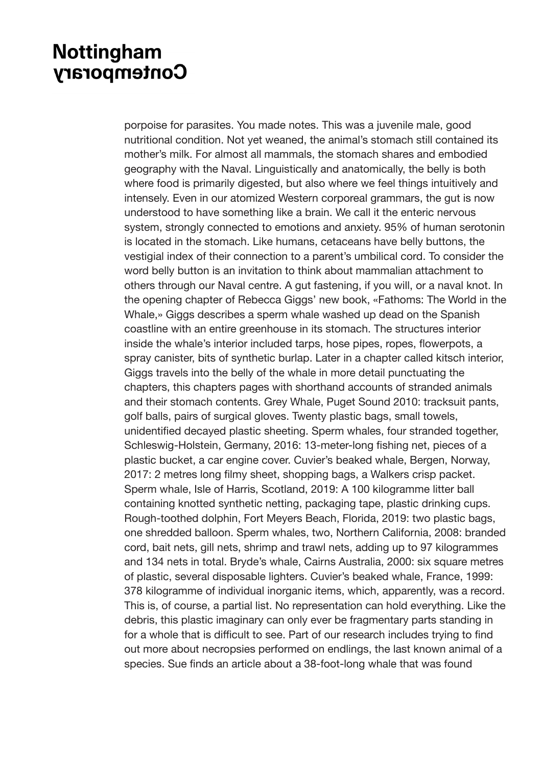porpoise for parasites. You made notes. This was a juvenile male, good nutritional condition. Not yet weaned, the animal's stomach still contained its mother's milk. For almost all mammals, the stomach shares and embodied geography with the Naval. Linguistically and anatomically, the belly is both where food is primarily digested, but also where we feel things intuitively and intensely. Even in our atomized Western corporeal grammars, the gut is now understood to have something like a brain. We call it the enteric nervous system, strongly connected to emotions and anxiety. 95% of human serotonin is located in the stomach. Like humans, cetaceans have belly buttons, the vestigial index of their connection to a parent's umbilical cord. To consider the word belly button is an invitation to think about mammalian attachment to others through our Naval centre. A gut fastening, if you will, or a naval knot. In the opening chapter of Rebecca Giggs' new book, «Fathoms: The World in the Whale,» Giggs describes a sperm whale washed up dead on the Spanish coastline with an entire greenhouse in its stomach. The structures interior inside the whale's interior included tarps, hose pipes, ropes, flowerpots, a spray canister, bits of synthetic burlap. Later in a chapter called kitsch interior, Giggs travels into the belly of the whale in more detail punctuating the chapters, this chapters pages with shorthand accounts of stranded animals and their stomach contents. Grey Whale, Puget Sound 2010: tracksuit pants, golf balls, pairs of surgical gloves. Twenty plastic bags, small towels, unidentified decayed plastic sheeting. Sperm whales, four stranded together, Schleswig-Holstein, Germany, 2016: 13-meter-long fishing net, pieces of a plastic bucket, a car engine cover. Cuvier's beaked whale, Bergen, Norway, 2017: 2 metres long filmy sheet, shopping bags, a Walkers crisp packet. Sperm whale, Isle of Harris, Scotland, 2019: A 100 kilogramme litter ball containing knotted synthetic netting, packaging tape, plastic drinking cups. Rough-toothed dolphin, Fort Meyers Beach, Florida, 2019: two plastic bags, one shredded balloon. Sperm whales, two, Northern California, 2008: branded cord, bait nets, gill nets, shrimp and trawl nets, adding up to 97 kilogrammes and 134 nets in total. Bryde's whale, Cairns Australia, 2000: six square metres of plastic, several disposable lighters. Cuvier's beaked whale, France, 1999: 378 kilogramme of individual inorganic items, which, apparently, was a record. This is, of course, a partial list. No representation can hold everything. Like the debris, this plastic imaginary can only ever be fragmentary parts standing in for a whole that is difficult to see. Part of our research includes trying to find out more about necropsies performed on endlings, the last known animal of a species. Sue finds an article about a 38-foot-long whale that was found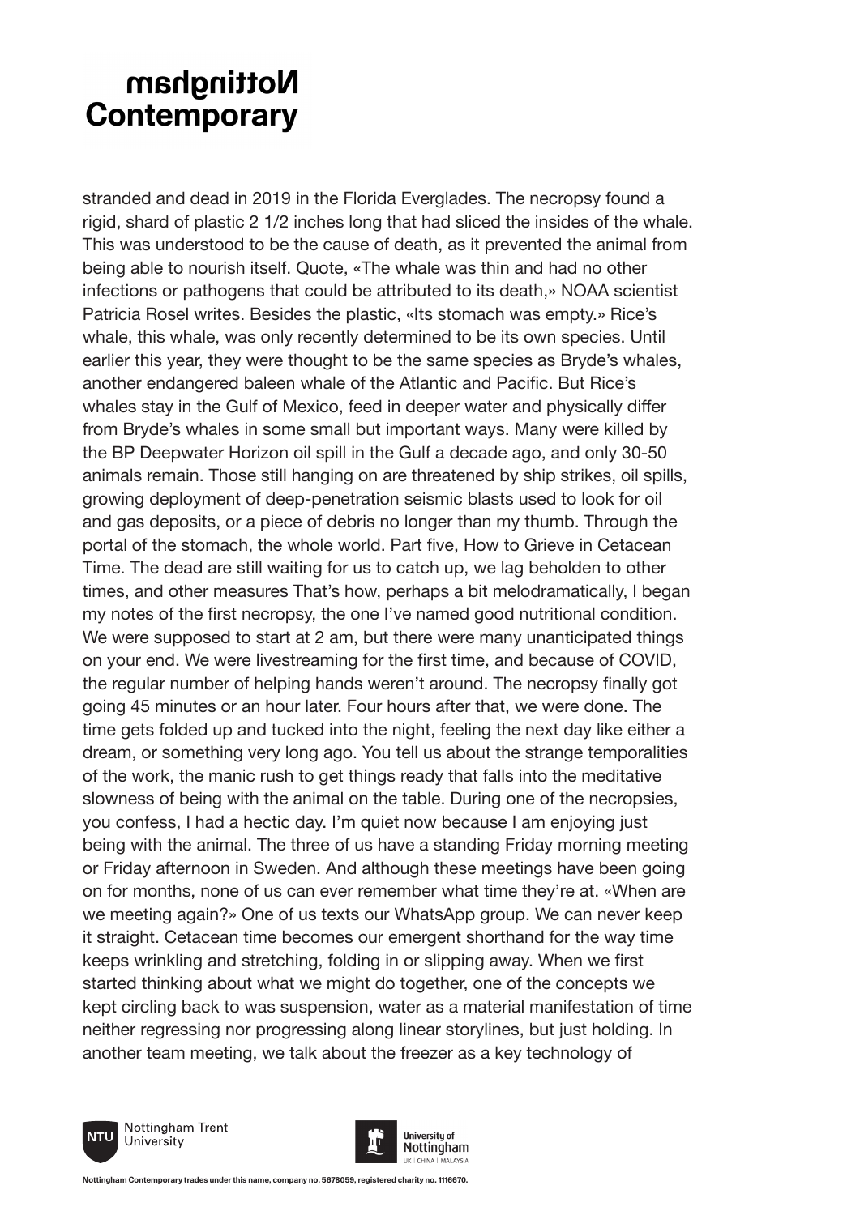stranded and dead in 2019 in the Florida Everglades. The necropsy found a rigid, shard of plastic 2 1/2 inches long that had sliced the insides of the whale. This was understood to be the cause of death, as it prevented the animal from being able to nourish itself. Quote, «The whale was thin and had no other infections or pathogens that could be attributed to its death,» NOAA scientist Patricia Rosel writes. Besides the plastic, «Its stomach was empty.» Rice's whale, this whale, was only recently determined to be its own species. Until earlier this year, they were thought to be the same species as Bryde's whales, another endangered baleen whale of the Atlantic and Pacific. But Rice's whales stay in the Gulf of Mexico, feed in deeper water and physically differ from Bryde's whales in some small but important ways. Many were killed by the BP Deepwater Horizon oil spill in the Gulf a decade ago, and only 30-50 animals remain. Those still hanging on are threatened by ship strikes, oil spills, growing deployment of deep-penetration seismic blasts used to look for oil and gas deposits, or a piece of debris no longer than my thumb. Through the portal of the stomach, the whole world. Part five, How to Grieve in Cetacean Time. The dead are still waiting for us to catch up, we lag beholden to other times, and other measures That's how, perhaps a bit melodramatically, I began my notes of the first necropsy, the one I've named good nutritional condition. We were supposed to start at 2 am, but there were many unanticipated things on your end. We were livestreaming for the first time, and because of COVID, the regular number of helping hands weren't around. The necropsy finally got going 45 minutes or an hour later. Four hours after that, we were done. The time gets folded up and tucked into the night, feeling the next day like either a dream, or something very long ago. You tell us about the strange temporalities of the work, the manic rush to get things ready that falls into the meditative slowness of being with the animal on the table. During one of the necropsies, you confess, I had a hectic day. I'm quiet now because I am enjoying just being with the animal. The three of us have a standing Friday morning meeting or Friday afternoon in Sweden. And although these meetings have been going on for months, none of us can ever remember what time they're at. «When are we meeting again?» One of us texts our WhatsApp group. We can never keep it straight. Cetacean time becomes our emergent shorthand for the way time keeps wrinkling and stretching, folding in or slipping away. When we first started thinking about what we might do together, one of the concepts we kept circling back to was suspension, water as a material manifestation of time neither regressing nor progressing along linear storylines, but just holding. In another team meeting, we talk about the freezer as a key technology of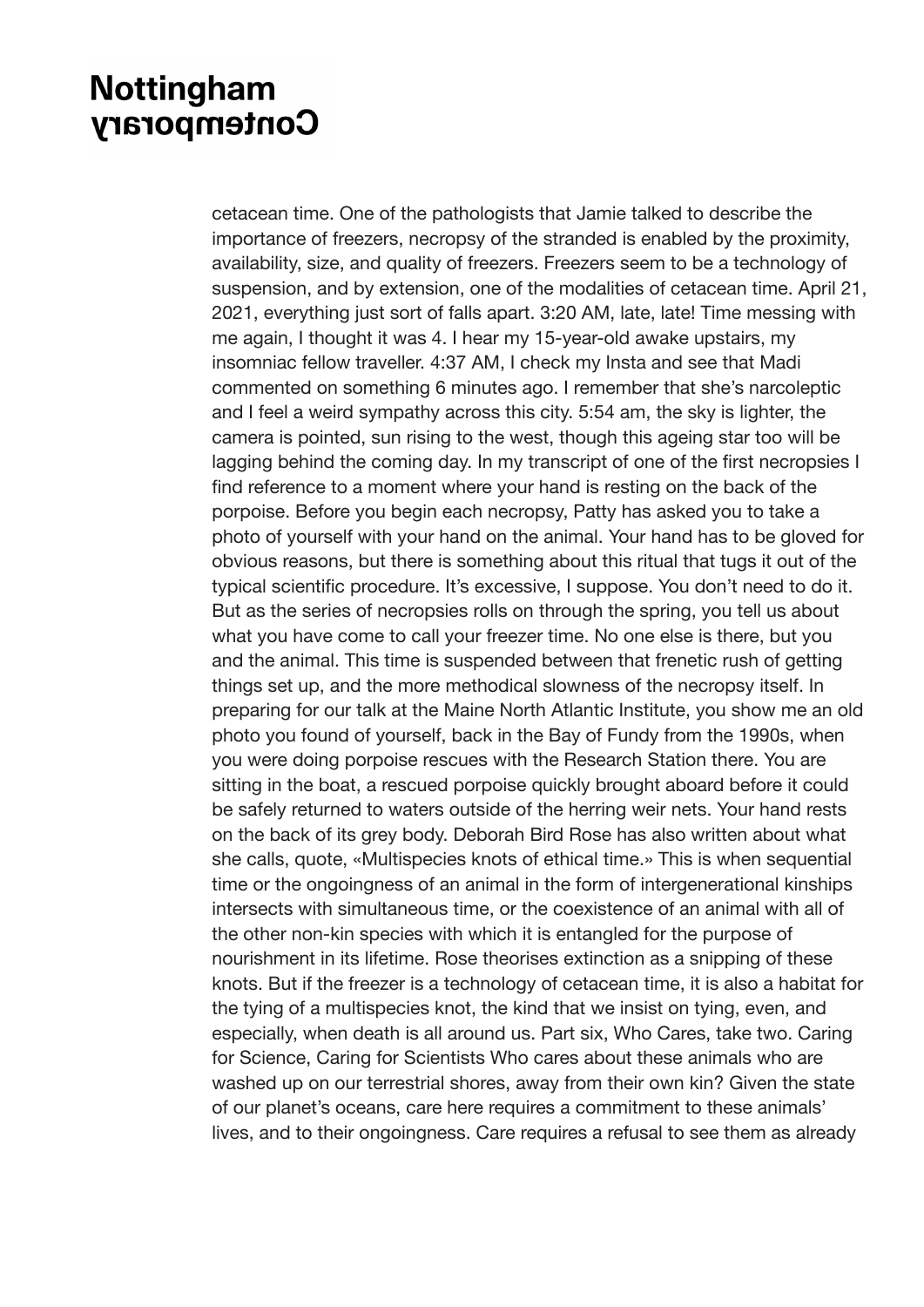cetacean time. One of the pathologists that Jamie talked to describe the importance of freezers, necropsy of the stranded is enabled by the proximity, availability, size, and quality of freezers. Freezers seem to be a technology of suspension, and by extension, one of the modalities of cetacean time. April 21, 2021, everything just sort of falls apart. 3:20 AM, late, late! Time messing with me again, I thought it was 4. I hear my 15-year-old awake upstairs, my insomniac fellow traveller. 4:37 AM, I check my Insta and see that Madi commented on something 6 minutes ago. I remember that she's narcoleptic and I feel a weird sympathy across this city. 5:54 am, the sky is lighter, the camera is pointed, sun rising to the west, though this ageing star too will be lagging behind the coming day. In my transcript of one of the first necropsies I find reference to a moment where your hand is resting on the back of the porpoise. Before you begin each necropsy, Patty has asked you to take a photo of yourself with your hand on the animal. Your hand has to be gloved for obvious reasons, but there is something about this ritual that tugs it out of the typical scientific procedure. It's excessive, I suppose. You don't need to do it. But as the series of necropsies rolls on through the spring, you tell us about what you have come to call your freezer time. No one else is there, but you and the animal. This time is suspended between that frenetic rush of getting things set up, and the more methodical slowness of the necropsy itself. In preparing for our talk at the Maine North Atlantic Institute, you show me an old photo you found of yourself, back in the Bay of Fundy from the 1990s, when you were doing porpoise rescues with the Research Station there. You are sitting in the boat, a rescued porpoise quickly brought aboard before it could be safely returned to waters outside of the herring weir nets. Your hand rests on the back of its grey body. Deborah Bird Rose has also written about what she calls, quote, «Multispecies knots of ethical time.» This is when sequential time or the ongoingness of an animal in the form of intergenerational kinships intersects with simultaneous time, or the coexistence of an animal with all of the other non-kin species with which it is entangled for the purpose of nourishment in its lifetime. Rose theorises extinction as a snipping of these knots. But if the freezer is a technology of cetacean time, it is also a habitat for the tying of a multispecies knot, the kind that we insist on tying, even, and especially, when death is all around us. Part six, Who Cares, take two. Caring for Science, Caring for Scientists Who cares about these animals who are washed up on our terrestrial shores, away from their own kin? Given the state of our planet's oceans, care here requires a commitment to these animals' lives, and to their ongoingness. Care requires a refusal to see them as already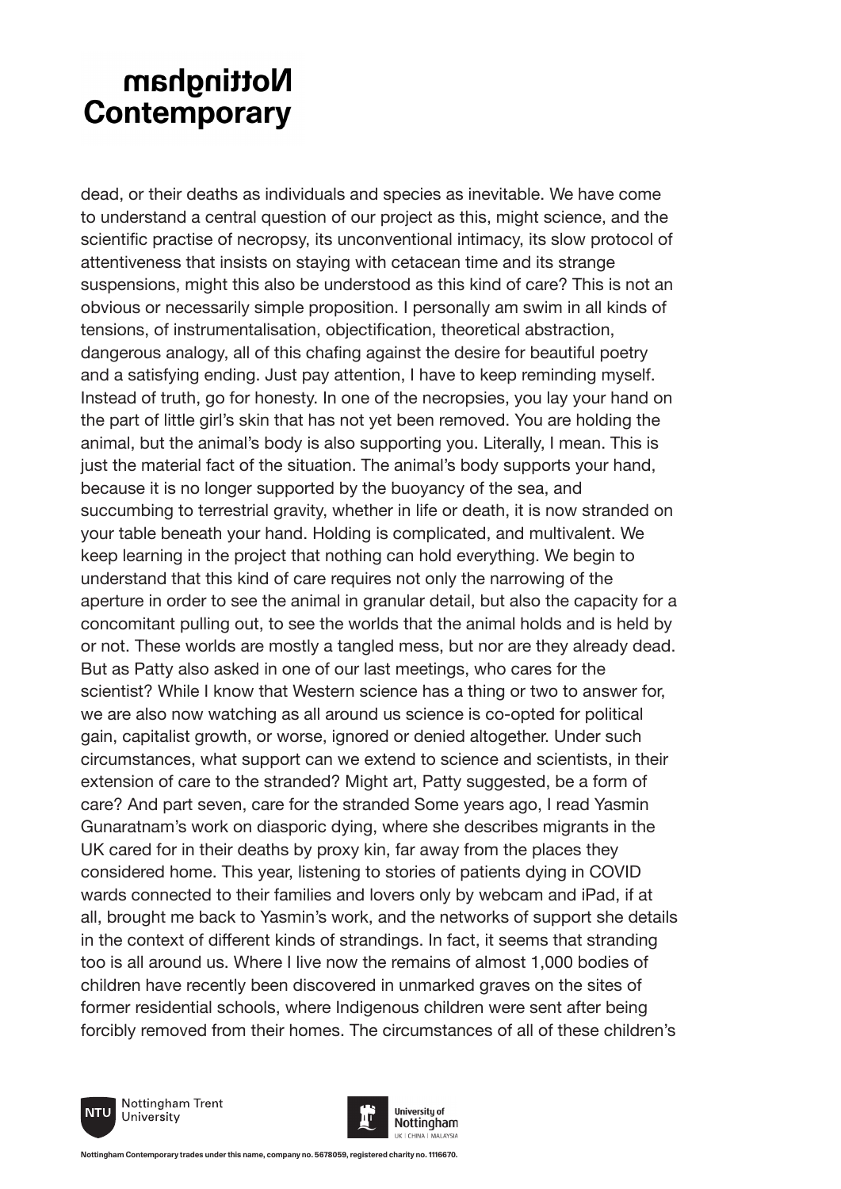dead, or their deaths as individuals and species as inevitable. We have come to understand a central question of our project as this, might science, and the scientific practise of necropsy, its unconventional intimacy, its slow protocol of attentiveness that insists on staying with cetacean time and its strange suspensions, might this also be understood as this kind of care? This is not an obvious or necessarily simple proposition. I personally am swim in all kinds of tensions, of instrumentalisation, objectification, theoretical abstraction, dangerous analogy, all of this chafing against the desire for beautiful poetry and a satisfying ending. Just pay attention, I have to keep reminding myself. Instead of truth, go for honesty. In one of the necropsies, you lay your hand on the part of little girl's skin that has not yet been removed. You are holding the animal, but the animal's body is also supporting you. Literally, I mean. This is just the material fact of the situation. The animal's body supports your hand, because it is no longer supported by the buoyancy of the sea, and succumbing to terrestrial gravity, whether in life or death, it is now stranded on your table beneath your hand. Holding is complicated, and multivalent. We keep learning in the project that nothing can hold everything. We begin to understand that this kind of care requires not only the narrowing of the aperture in order to see the animal in granular detail, but also the capacity for a concomitant pulling out, to see the worlds that the animal holds and is held by or not. These worlds are mostly a tangled mess, but nor are they already dead. But as Patty also asked in one of our last meetings, who cares for the scientist? While I know that Western science has a thing or two to answer for, we are also now watching as all around us science is co-opted for political gain, capitalist growth, or worse, ignored or denied altogether. Under such circumstances, what support can we extend to science and scientists, in their extension of care to the stranded? Might art, Patty suggested, be a form of care? And part seven, care for the stranded Some years ago, I read Yasmin Gunaratnam's work on diasporic dying, where she describes migrants in the UK cared for in their deaths by proxy kin, far away from the places they considered home. This year, listening to stories of patients dying in COVID wards connected to their families and lovers only by webcam and iPad, if at all, brought me back to Yasmin's work, and the networks of support she details in the context of different kinds of strandings. In fact, it seems that stranding too is all around us. Where I live now the remains of almost 1,000 bodies of children have recently been discovered in unmarked graves on the sites of former residential schools, where Indigenous children were sent after being forcibly removed from their homes. The circumstances of all of these children's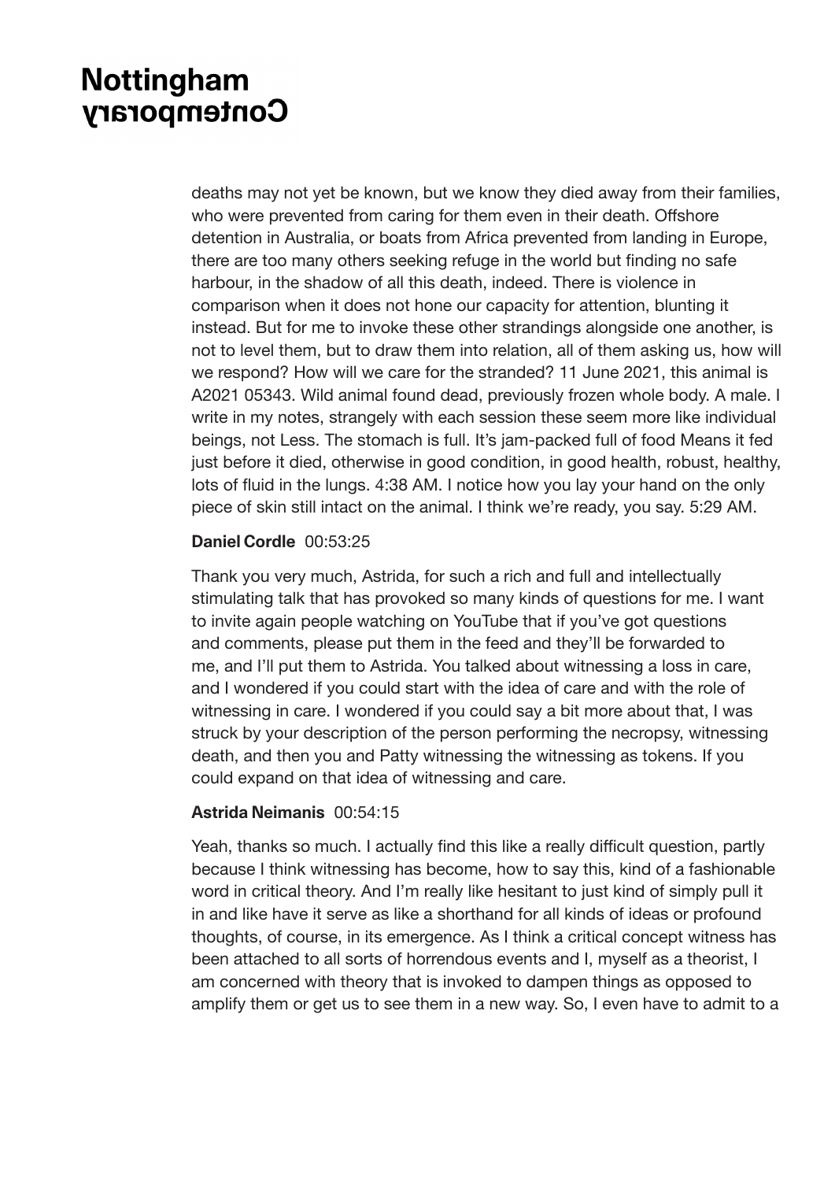deaths may not yet be known, but we know they died away from their families, who were prevented from caring for them even in their death. Offshore detention in Australia, or boats from Africa prevented from landing in Europe, there are too many others seeking refuge in the world but finding no safe harbour, in the shadow of all this death, indeed. There is violence in comparison when it does not hone our capacity for attention, blunting it instead. But for me to invoke these other strandings alongside one another, is not to level them, but to draw them into relation, all of them asking us, how will we respond? How will we care for the stranded? 11 June 2021, this animal is A2021 05343. Wild animal found dead, previously frozen whole body. A male. I write in my notes, strangely with each session these seem more like individual beings, not Less. The stomach is full. It's jam-packed full of food Means it fed just before it died, otherwise in good condition, in good health, robust, healthy, lots of fluid in the lungs. 4:38 AM. I notice how you lay your hand on the only piece of skin still intact on the animal. I think we're ready, you say. 5:29 AM.

**Daniel Cordle** 00:53:25

Thank you very much, Astrida, for such a rich and full and intellectually stimulating talk that has provoked so many kinds of questions for me. I want to invite again people watching on YouTube that if you've got questions and comments, please put them in the feed and they'll be forwarded to me, and I'll put them to Astrida. You talked about witnessing a loss in care, and I wondered if you could start with the idea of care and with the role of witnessing in care. I wondered if you could say a bit more about that, I was struck by your description of the person performing the necropsy, witnessing death, and then you and Patty witnessing the witnessing as tokens. If you could expand on that idea of witnessing and care.

**Astrida Neimanis** 00:54:15

Yeah, thanks so much. I actually find this like a really difficult question, partly because I think witnessing has become, how to say this, kind of a fashionable word in critical theory. And I'm really like hesitant to just kind of simply pull it in and like have it serve as like a shorthand for all kinds of ideas or profound thoughts, of course, in its emergence. As I think a critical concept witness has been attached to all sorts of horrendous events and I, myself as a theorist, I am concerned with theory that is invoked to dampen things as opposed to amplify them or get us to see them in a new way. So, I even have to admit to a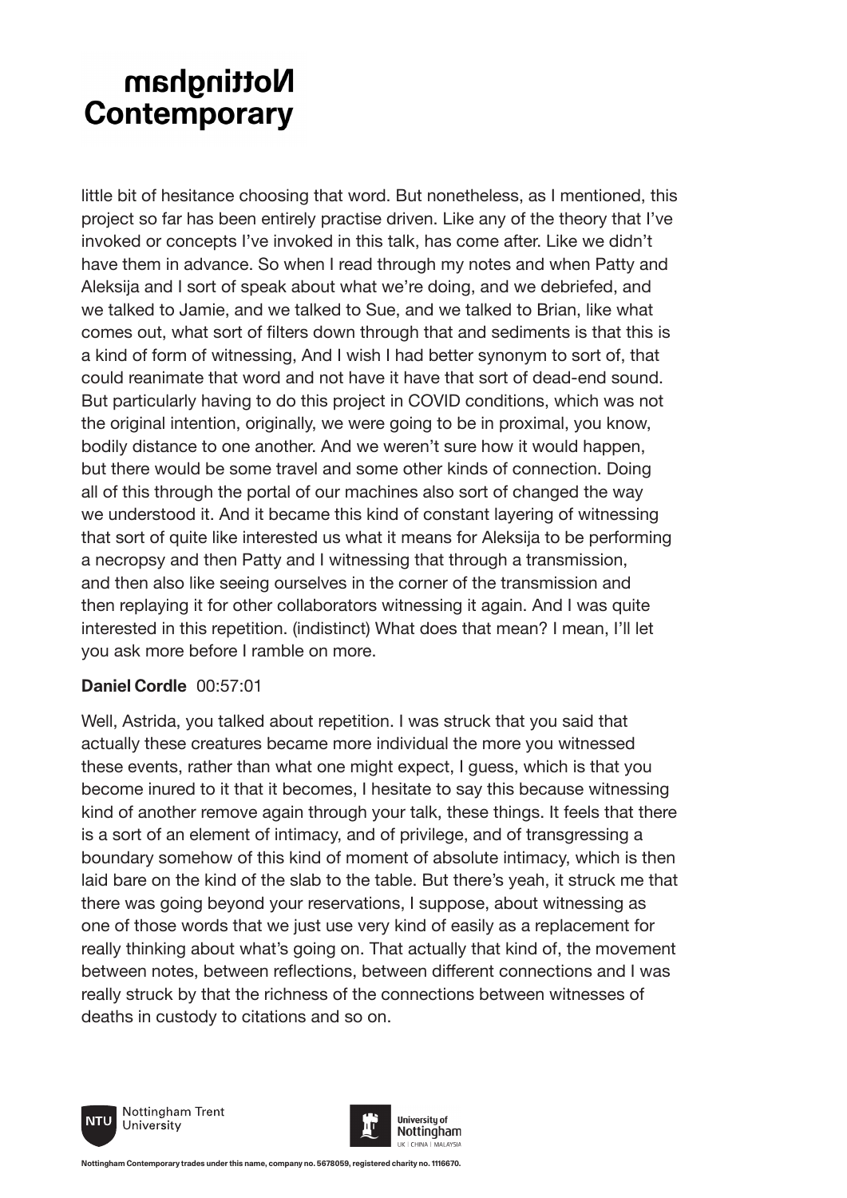little bit of hesitance choosing that word. But nonetheless, as I mentioned, this project so far has been entirely practise driven. Like any of the theory that I've invoked or concepts I've invoked in this talk, has come after. Like we didn't have them in advance. So when I read through my notes and when Patty and Aleksija and I sort of speak about what we're doing, and we debriefed, and we talked to Jamie, and we talked to Sue, and we talked to Brian, like what comes out, what sort of filters down through that and sediments is that this is a kind of form of witnessing, And I wish I had better synonym to sort of, that could reanimate that word and not have it have that sort of dead-end sound. But particularly having to do this project in COVID conditions, which was not the original intention, originally, we were going to be in proximal, you know, bodily distance to one another. And we weren't sure how it would happen, but there would be some travel and some other kinds of connection. Doing all of this through the portal of our machines also sort of changed the way we understood it. And it became this kind of constant layering of witnessing that sort of quite like interested us what it means for Aleksija to be performing a necropsy and then Patty and I witnessing that through a transmission, and then also like seeing ourselves in the corner of the transmission and then replaying it for other collaborators witnessing it again. And I was quite interested in this repetition. (indistinct) What does that mean? I mean, I'll let you ask more before I ramble on more.

**Daniel Cordle** 00:57:01

Well, Astrida, you talked about repetition. I was struck that you said that actually these creatures became more individual the more you witnessed these events, rather than what one might expect, I guess, which is that you become inured to it that it becomes, I hesitate to say this because witnessing kind of another remove again through your talk, these things. It feels that there is a sort of an element of intimacy, and of privilege, and of transgressing a boundary somehow of this kind of moment of absolute intimacy, which is then laid bare on the kind of the slab to the table. But there's yeah, it struck me that there was going beyond your reservations, I suppose, about witnessing as one of those words that we just use very kind of easily as a replacement for really thinking about what's going on. That actually that kind of, the movement between notes, between reflections, between different connections and I was really struck by that the richness of the connections between witnesses of deaths in custody to citations and so on.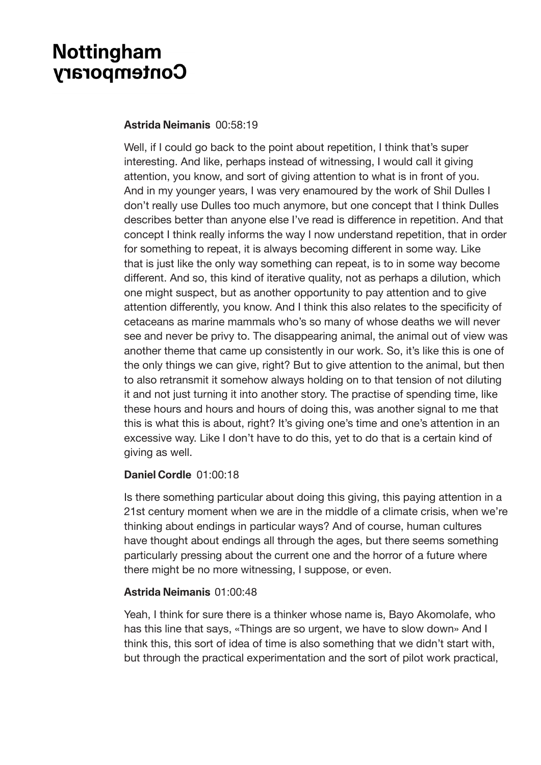**Astrida Neimanis** 00:58:19

Well, if I could go back to the point about repetition, I think that's super interesting. And like, perhaps instead of witnessing, I would call it giving attention, you know, and sort of giving attention to what is in front of you. And in my younger years, I was very enamoured by the work of Shil Dulles I don't really use Dulles too much anymore, but one concept that I think Dulles describes better than anyone else I've read is difference in repetition. And that concept I think really informs the way I now understand repetition, that in order for something to repeat, it is always becoming different in some way. Like that is just like the only way something can repeat, is to in some way become different. And so, this kind of iterative quality, not as perhaps a dilution, which one might suspect, but as another opportunity to pay attention and to give attention differently, you know. And I think this also relates to the specificity of cetaceans as marine mammals who's so many of whose deaths we will never see and never be privy to. The disappearing animal, the animal out of view was another theme that came up consistently in our work. So, it's like this is one of the only things we can give, right? But to give attention to the animal, but then to also retransmit it somehow always holding on to that tension of not diluting it and not just turning it into another story. The practise of spending time, like these hours and hours and hours of doing this, was another signal to me that this is what this is about, right? It's giving one's time and one's attention in an excessive way. Like I don't have to do this, yet to do that is a certain kind of giving as well.

**Daniel Cordle** 01:00:18

Is there something particular about doing this giving, this paying attention in a 21st century moment when we are in the middle of a climate crisis, when we're thinking about endings in particular ways? And of course, human cultures have thought about endings all through the ages, but there seems something particularly pressing about the current one and the horror of a future where there might be no more witnessing, I suppose, or even.

**Astrida Neimanis** 01:00:48

Yeah, I think for sure there is a thinker whose name is, Bayo Akomolafe, who has this line that says, «Things are so urgent, we have to slow down» And I think this, this sort of idea of time is also something that we didn't start with, but through the practical experimentation and the sort of pilot work practical,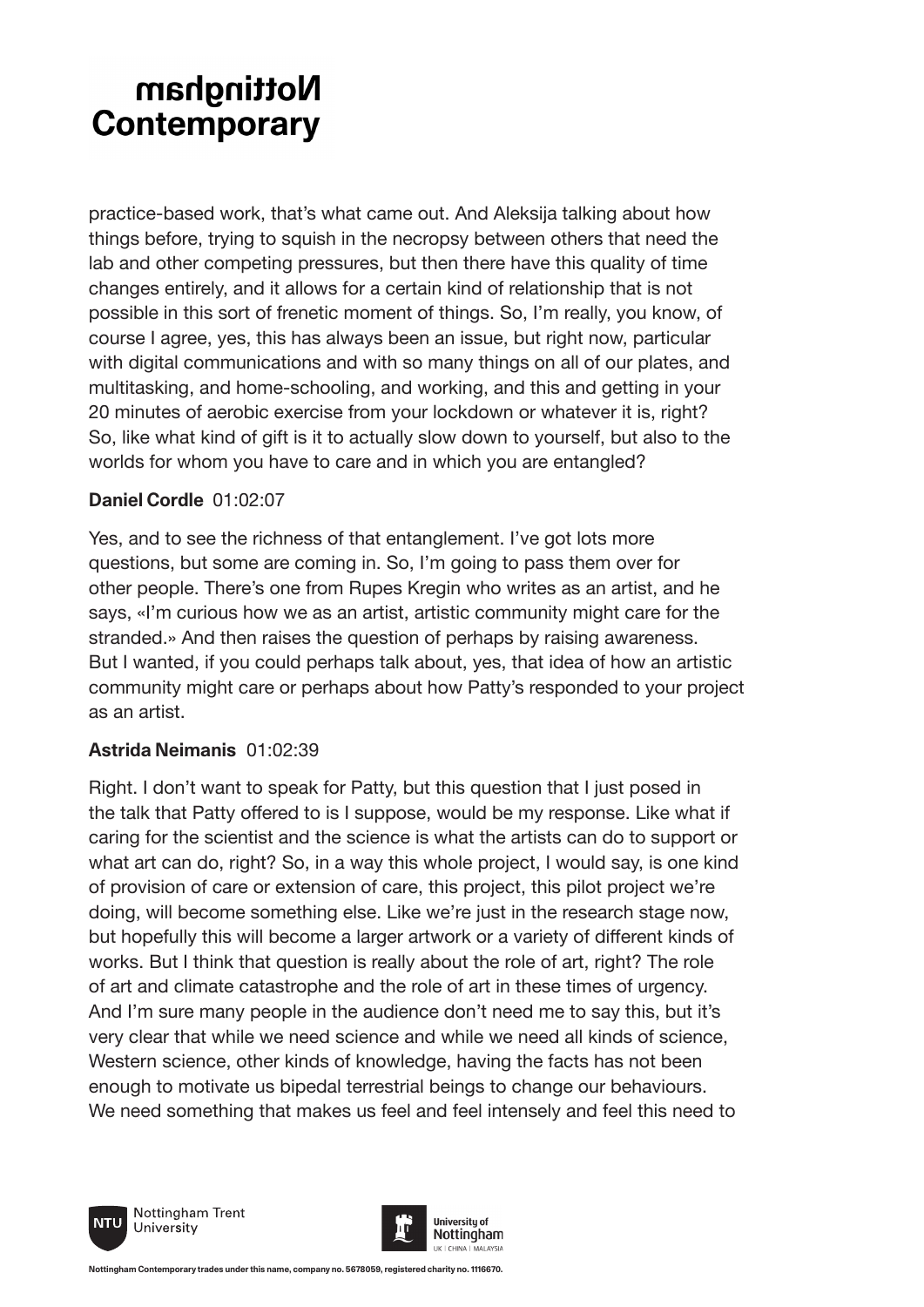practice-based work, that's what came out. And Aleksija talking about how things before, trying to squish in the necropsy between others that need the lab and other competing pressures, but then there have this quality of time changes entirely, and it allows for a certain kind of relationship that is not possible in this sort of frenetic moment of things. So, I'm really, you know, of course I agree, yes, this has always been an issue, but right now, particular with digital communications and with so many things on all of our plates, and multitasking, and home-schooling, and working, and this and getting in your 20 minutes of aerobic exercise from your lockdown or whatever it is, right? So, like what kind of gift is it to actually slow down to yourself, but also to the worlds for whom you have to care and in which you are entangled?

**Daniel Cordle** 01:02:07

Yes, and to see the richness of that entanglement. I've got lots more questions, but some are coming in. So, I'm going to pass them over for other people. There's one from Rupes Kregin who writes as an artist, and he says, «I'm curious how we as an artist, artistic community might care for the stranded.» And then raises the question of perhaps by raising awareness. But I wanted, if you could perhaps talk about, yes, that idea of how an artistic community might care or perhaps about how Patty's responded to your project as an artist.

**Astrida Neimanis** 01:02:39

Right. I don't want to speak for Patty, but this question that I just posed in the talk that Patty offered to is I suppose, would be my response. Like what if caring for the scientist and the science is what the artists can do to support or what art can do, right? So, in a way this whole project, I would say, is one kind of provision of care or extension of care, this project, this pilot project we're doing, will become something else. Like we're just in the research stage now, but hopefully this will become a larger artwork or a variety of different kinds of works. But I think that question is really about the role of art, right? The role of art and climate catastrophe and the role of art in these times of urgency. And I'm sure many people in the audience don't need me to say this, but it's very clear that while we need science and while we need all kinds of science, Western science, other kinds of knowledge, having the facts has not been enough to motivate us bipedal terrestrial beings to change our behaviours. We need something that makes us feel and feel intensely and feel this need to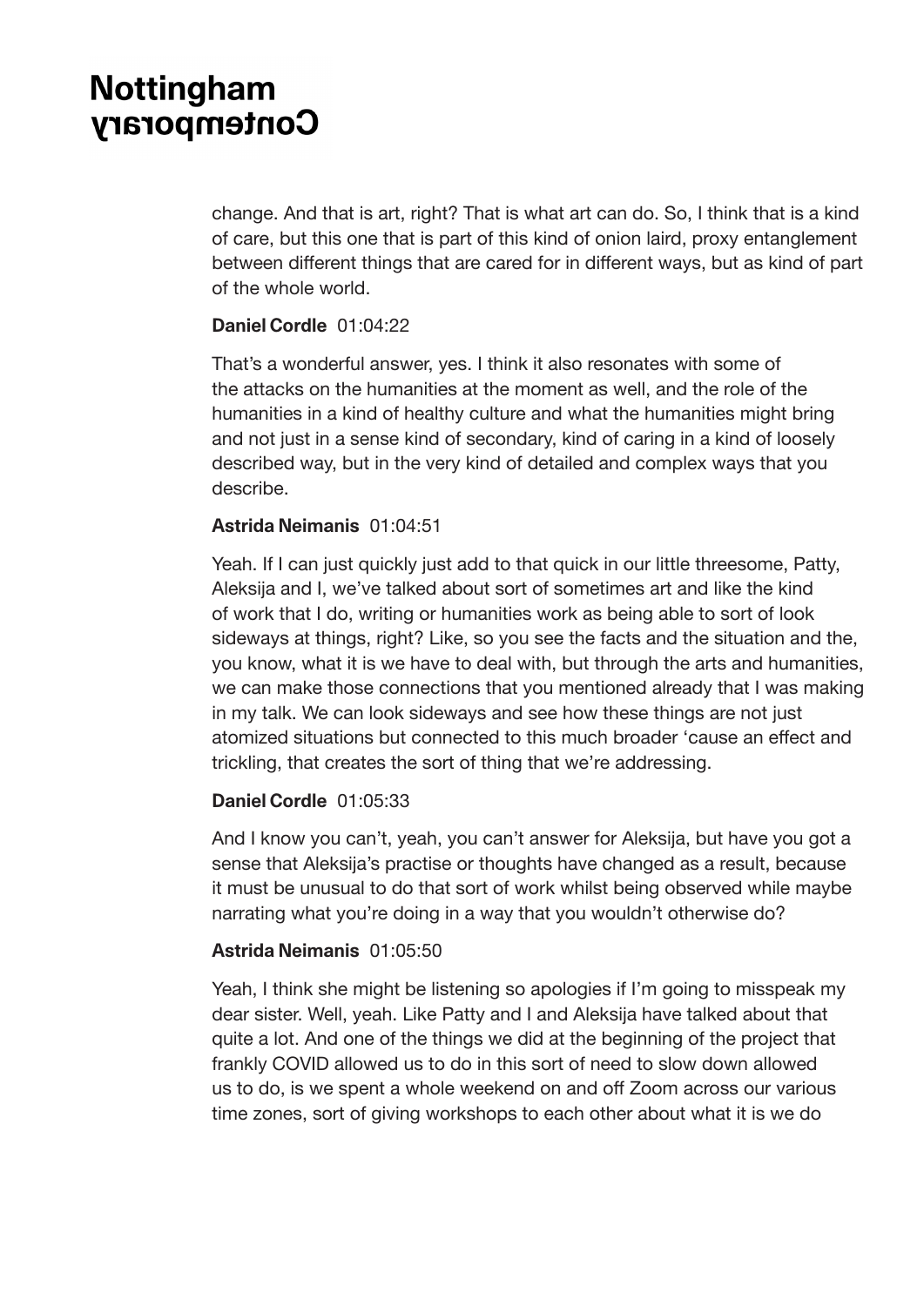change. And that is art, right? That is what art can do. So, I think that is a kind of care, but this one that is part of this kind of onion laird, proxy entanglement between different things that are cared for in different ways, but as kind of part of the whole world.

**Daniel Cordle** 01:04:22

That's a wonderful answer, yes. I think it also resonates with some of the attacks on the humanities at the moment as well, and the role of the humanities in a kind of healthy culture and what the humanities might bring and not just in a sense kind of secondary, kind of caring in a kind of loosely described way, but in the very kind of detailed and complex ways that you describe.

**Astrida Neimanis** 01:04:51

Yeah. If I can just quickly just add to that quick in our little threesome, Patty, Aleksija and I, we've talked about sort of sometimes art and like the kind of work that I do, writing or humanities work as being able to sort of look sideways at things, right? Like, so you see the facts and the situation and the, you know, what it is we have to deal with, but through the arts and humanities, we can make those connections that you mentioned already that I was making in my talk. We can look sideways and see how these things are not just atomized situations but connected to this much broader 'cause an effect and trickling, that creates the sort of thing that we're addressing.

**Daniel Cordle** 01:05:33

And I know you can't, yeah, you can't answer for Aleksija, but have you got a sense that Aleksija's practise or thoughts have changed as a result, because it must be unusual to do that sort of work whilst being observed while maybe narrating what you're doing in a way that you wouldn't otherwise do?

**Astrida Neimanis** 01:05:50

Yeah, I think she might be listening so apologies if I'm going to misspeak my dear sister. Well, yeah. Like Patty and I and Aleksija have talked about that quite a lot. And one of the things we did at the beginning of the project that frankly COVID allowed us to do in this sort of need to slow down allowed us to do, is we spent a whole weekend on and off Zoom across our various time zones, sort of giving workshops to each other about what it is we do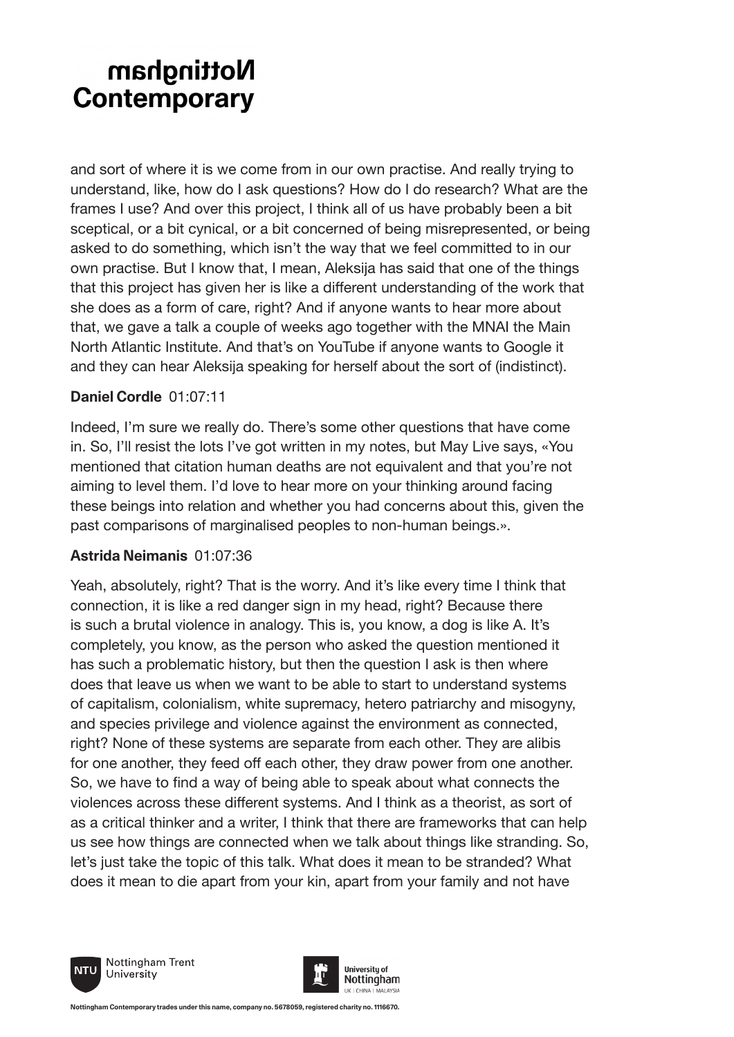and sort of where it is we come from in our own practise. And really trying to understand, like, how do I ask questions? How do I do research? What are the frames I use? And over this project, I think all of us have probably been a bit sceptical, or a bit cynical, or a bit concerned of being misrepresented, or being asked to do something, which isn't the way that we feel committed to in our own practise. But I know that, I mean, Aleksija has said that one of the things that this project has given her is like a different understanding of the work that she does as a form of care, right? And if anyone wants to hear more about that, we gave a talk a couple of weeks ago together with the MNAI the Main North Atlantic Institute. And that's on YouTube if anyone wants to Google it and they can hear Aleksija speaking for herself about the sort of (indistinct).

**Daniel Cordle** 01:07:11

Indeed, I'm sure we really do. There's some other questions that have come in. So, I'll resist the lots I've got written in my notes, but May Live says, «You mentioned that citation human deaths are not equivalent and that you're not aiming to level them. I'd love to hear more on your thinking around facing these beings into relation and whether you had concerns about this, given the past comparisons of marginalised peoples to non-human beings.».

**Astrida Neimanis** 01:07:36

Yeah, absolutely, right? That is the worry. And it's like every time I think that connection, it is like a red danger sign in my head, right? Because there is such a brutal violence in analogy. This is, you know, a dog is like A. It's completely, you know, as the person who asked the question mentioned it has such a problematic history, but then the question I ask is then where does that leave us when we want to be able to start to understand systems of capitalism, colonialism, white supremacy, hetero patriarchy and misogyny, and species privilege and violence against the environment as connected, right? None of these systems are separate from each other. They are alibis for one another, they feed off each other, they draw power from one another. So, we have to find a way of being able to speak about what connects the violences across these different systems. And I think as a theorist, as sort of as a critical thinker and a writer, I think that there are frameworks that can help us see how things are connected when we talk about things like stranding. So, let's just take the topic of this talk. What does it mean to be stranded? What does it mean to die apart from your kin, apart from your family and not have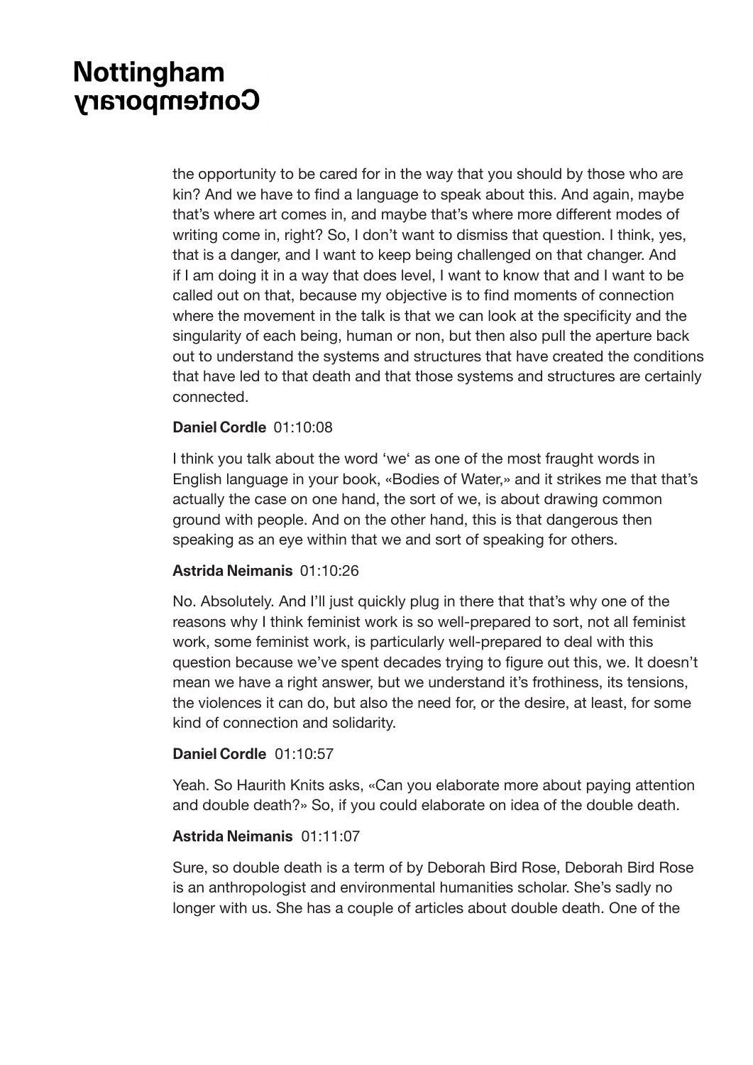the opportunity to be cared for in the way that you should by those who are kin? And we have to find a language to speak about this. And again, maybe that's where art comes in, and maybe that's where more different modes of writing come in, right? So, I don't want to dismiss that question. I think, yes, that is a danger, and I want to keep being challenged on that changer. And if I am doing it in a way that does level, I want to know that and I want to be called out on that, because my objective is to find moments of connection where the movement in the talk is that we can look at the specificity and the singularity of each being, human or non, but then also pull the aperture back out to understand the systems and structures that have created the conditions that have led to that death and that those systems and structures are certainly connected.

**Daniel Cordle** 01:10:08

I think you talk about the word 'we' as one of the most fraught words in English language in your book, «Bodies of Water,» and it strikes me that that's actually the case on one hand, the sort of we, is about drawing common ground with people. And on the other hand, this is that dangerous then speaking as an eye within that we and sort of speaking for others.

**Astrida Neimanis** 01:10:26

No. Absolutely. And I'll just quickly plug in there that that's why one of the reasons why I think feminist work is so well-prepared to sort, not all feminist work, some feminist work, is particularly well-prepared to deal with this question because we've spent decades trying to figure out this, we. It doesn't mean we have a right answer, but we understand it's frothiness, its tensions, the violences it can do, but also the need for, or the desire, at least, for some kind of connection and solidarity.

**Daniel Cordle** 01:10:57

Yeah. So Haurith Knits asks, «Can you elaborate more about paying attention and double death?» So, if you could elaborate on idea of the double death.

**Astrida Neimanis** 01:11:07

Sure, so double death is a term of by Deborah Bird Rose, Deborah Bird Rose is an anthropologist and environmental humanities scholar. She's sadly no longer with us. She has a couple of articles about double death. One of the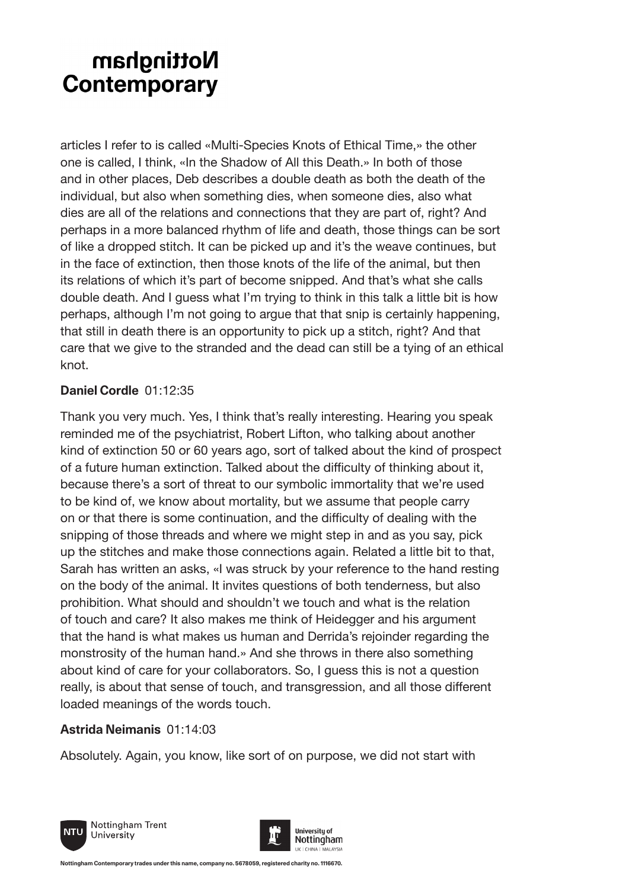articles I refer to is called «Multi-Species Knots of Ethical Time,» the other one is called, I think, «In the Shadow of All this Death.» In both of those and in other places, Deb describes a double death as both the death of the individual, but also when something dies, when someone dies, also what dies are all of the relations and connections that they are part of, right? And perhaps in a more balanced rhythm of life and death, those things can be sort of like a dropped stitch. It can be picked up and it's the weave continues, but in the face of extinction, then those knots of the life of the animal, but then its relations of which it's part of become snipped. And that's what she calls double death. And I guess what I'm trying to think in this talk a little bit is how perhaps, although I'm not going to argue that that snip is certainly happening, that still in death there is an opportunity to pick up a stitch, right? And that care that we give to the stranded and the dead can still be a tying of an ethical knot.

**Daniel Cordle** 01:12:35

Thank you very much. Yes, I think that's really interesting. Hearing you speak reminded me of the psychiatrist, Robert Lifton, who talking about another kind of extinction 50 or 60 years ago, sort of talked about the kind of prospect of a future human extinction. Talked about the difficulty of thinking about it, because there's a sort of threat to our symbolic immortality that we're used to be kind of, we know about mortality, but we assume that people carry on or that there is some continuation, and the difficulty of dealing with the snipping of those threads and where we might step in and as you say, pick up the stitches and make those connections again. Related a little bit to that, Sarah has written an asks, «I was struck by your reference to the hand resting on the body of the animal. It invites questions of both tenderness, but also prohibition. What should and shouldn't we touch and what is the relation of touch and care? It also makes me think of Heidegger and his argument that the hand is what makes us human and Derrida's rejoinder regarding the monstrosity of the human hand.» And she throws in there also something about kind of care for your collaborators. So, I guess this is not a question really, is about that sense of touch, and transgression, and all those different loaded meanings of the words touch.

**Astrida Neimanis** 01:14:03

Absolutely. Again, you know, like sort of on purpose, we did not start with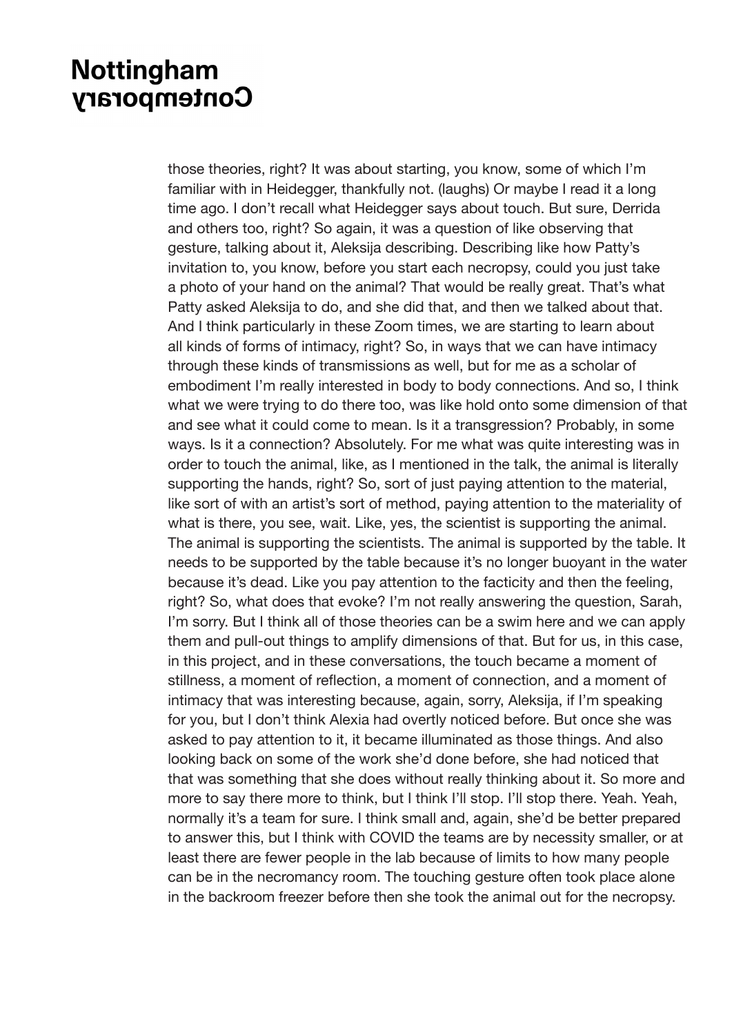those theories, right? It was about starting, you know, some of which I'm familiar with in Heidegger, thankfully not. (laughs) Or maybe I read it a long time ago. I don't recall what Heidegger says about touch. But sure, Derrida and others too, right? So again, it was a question of like observing that gesture, talking about it, Aleksija describing. Describing like how Patty's invitation to, you know, before you start each necropsy, could you just take a photo of your hand on the animal? That would be really great. That's what Patty asked Aleksija to do, and she did that, and then we talked about that. And I think particularly in these Zoom times, we are starting to learn about all kinds of forms of intimacy, right? So, in ways that we can have intimacy through these kinds of transmissions as well, but for me as a scholar of embodiment I'm really interested in body to body connections. And so, I think what we were trying to do there too, was like hold onto some dimension of that and see what it could come to mean. Is it a transgression? Probably, in some ways. Is it a connection? Absolutely. For me what was quite interesting was in order to touch the animal, like, as I mentioned in the talk, the animal is literally supporting the hands, right? So, sort of just paying attention to the material, like sort of with an artist's sort of method, paying attention to the materiality of what is there, you see, wait. Like, yes, the scientist is supporting the animal. The animal is supporting the scientists. The animal is supported by the table. It needs to be supported by the table because it's no longer buoyant in the water because it's dead. Like you pay attention to the facticity and then the feeling, right? So, what does that evoke? I'm not really answering the question, Sarah, I'm sorry. But I think all of those theories can be a swim here and we can apply them and pull-out things to amplify dimensions of that. But for us, in this case, in this project, and in these conversations, the touch became a moment of stillness, a moment of reflection, a moment of connection, and a moment of intimacy that was interesting because, again, sorry, Aleksija, if I'm speaking for you, but I don't think Alexia had overtly noticed before. But once she was asked to pay attention to it, it became illuminated as those things. And also looking back on some of the work she'd done before, she had noticed that that was something that she does without really thinking about it. So more and more to say there more to think, but I think I'll stop. I'll stop there. Yeah. Yeah, normally it's a team for sure. I think small and, again, she'd be better prepared to answer this, but I think with COVID the teams are by necessity smaller, or at least there are fewer people in the lab because of limits to how many people can be in the necromancy room. The touching gesture often took place alone in the backroom freezer before then she took the animal out for the necropsy.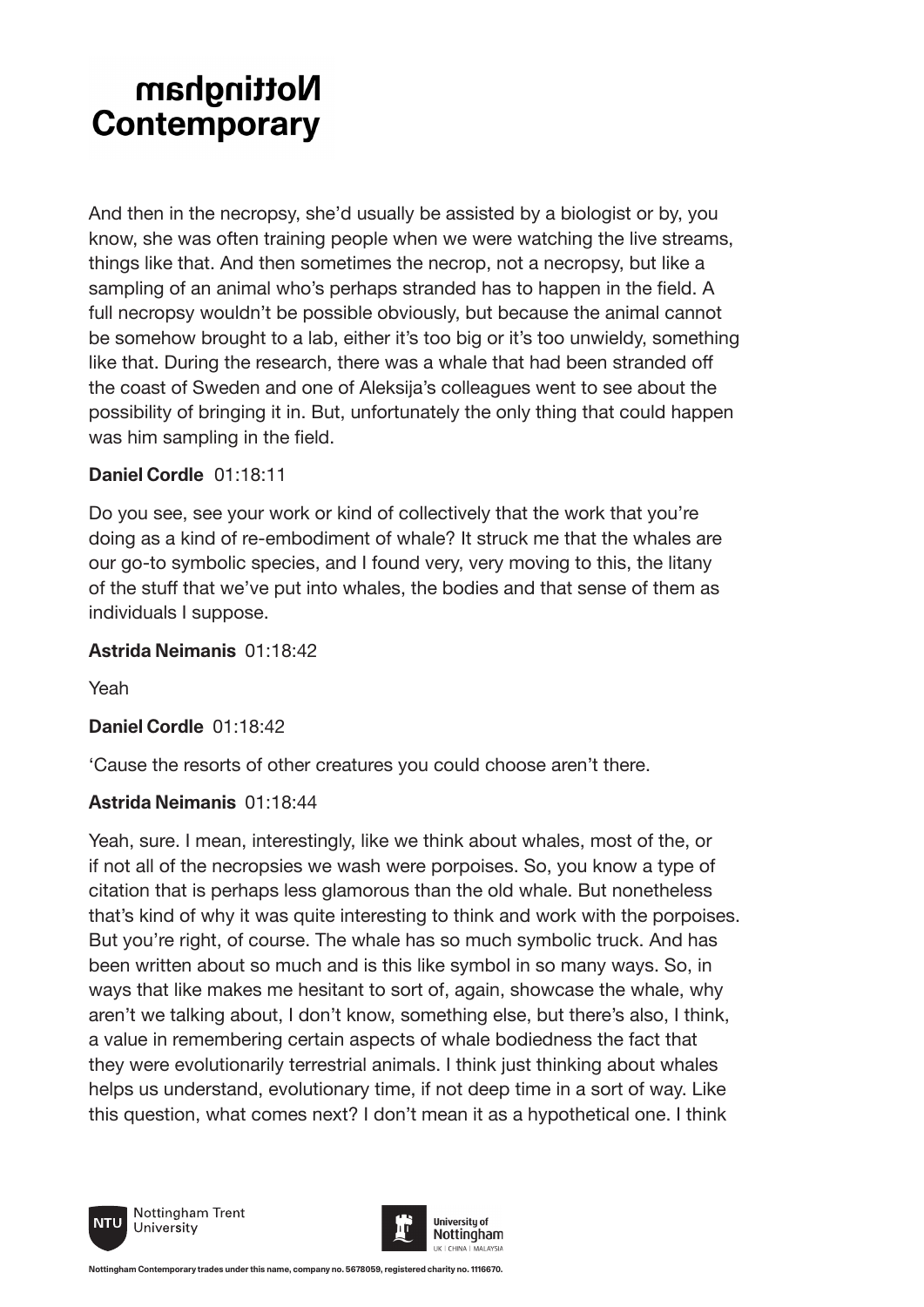And then in the necropsy, she'd usually be assisted by a biologist or by, you know, she was often training people when we were watching the live streams, things like that. And then sometimes the necrop, not a necropsy, but like a sampling of an animal who's perhaps stranded has to happen in the field. A full necropsy wouldn't be possible obviously, but because the animal cannot be somehow brought to a lab, either it's too big or it's too unwieldy, something like that. During the research, there was a whale that had been stranded off the coast of Sweden and one of Aleksija's colleagues went to see about the possibility of bringing it in. But, unfortunately the only thing that could happen was him sampling in the field.

**Daniel Cordle** 01:18:11

Do you see, see your work or kind of collectively that the work that you're doing as a kind of re-embodiment of whale? It struck me that the whales are our go-to symbolic species, and I found very, very moving to this, the litany of the stuff that we've put into whales, the bodies and that sense of them as individuals I suppose.

**Astrida Neimanis** 01:18:42

Yeah

**Daniel Cordle** 01:18:42

'Cause the resorts of other creatures you could choose aren't there.

**Astrida Neimanis** 01:18:44

Yeah, sure. I mean, interestingly, like we think about whales, most of the, or if not all of the necropsies we wash were porpoises. So, you know a type of citation that is perhaps less glamorous than the old whale. But nonetheless that's kind of why it was quite interesting to think and work with the porpoises. But you're right, of course. The whale has so much symbolic truck. And has been written about so much and is this like symbol in so many ways. So, in ways that like makes me hesitant to sort of, again, showcase the whale, why aren't we talking about, I don't know, something else, but there's also, I think, a value in remembering certain aspects of whale bodiedness the fact that they were evolutionarily terrestrial animals. I think just thinking about whales helps us understand, evolutionary time, if not deep time in a sort of way. Like this question, what comes next? I don't mean it as a hypothetical one. I think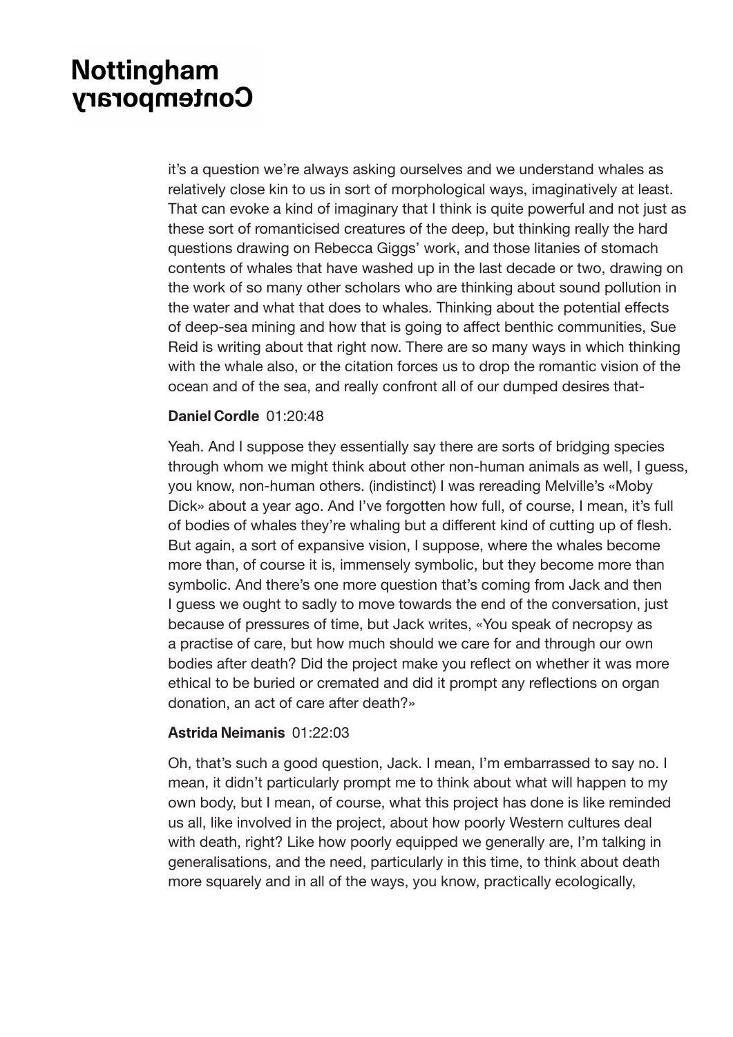it's a question we're always asking ourselves and we understand whales as relatively close kin to us in sort of morphological ways, imaginatively at least. That can evoke a kind of imaginary that I think is quite powerful and not just as these sort of romanticised creatures of the deep, but thinking really the hard questions drawing on Rebecca Giggs' work, and those litanies of stomach contents of whales that have washed up in the last decade or two, drawing on the work of so many other scholars who are thinking about sound pollution in the water and what that does to whales. Thinking about the potential effects of deep-sea mining and how that is going to affect benthic communities, Sue Reid is writing about that right now. There are so many ways in which thinking with the whale also, or the citation forces us to drop the romantic vision of the ocean and of the sea, and really confront all of our dumped desires that-

**Daniel Cordle** 01:20:48

Yeah. And I suppose they essentially say there are sorts of bridging species through whom we might think about other non-human animals as well, I guess, you know, non-human others. (indistinct) I was rereading Melville's «Moby Dick» about a year ago. And I've forgotten how full, of course, I mean, it's full of bodies of whales they're whaling but a different kind of cutting up of flesh. But again, a sort of expansive vision, I suppose, where the whales become more than, of course it is, immensely symbolic, but they become more than symbolic. And there's one more question that's coming from Jack and then I guess we ought to sadly to move towards the end of the conversation, just because of pressures of time, but Jack writes, «You speak of necropsy as a practise of care, but how much should we care for and through our own bodies after death? Did the project make you reflect on whether it was more ethical to be buried or cremated and did it prompt any reflections on organ donation, an act of care after death?»

**Astrida Neimanis** 01:22:03

Oh, that's such a good question, Jack. I mean, I'm embarrassed to say no. I mean, it didn't particularly prompt me to think about what will happen to my own body, but I mean, of course, what this project has done is like reminded us all, like involved in the project, about how poorly Western cultures deal with death, right? Like how poorly equipped we generally are, I'm talking in generalisations, and the need, particularly in this time, to think about death more squarely and in all of the ways, you know, practically ecologically,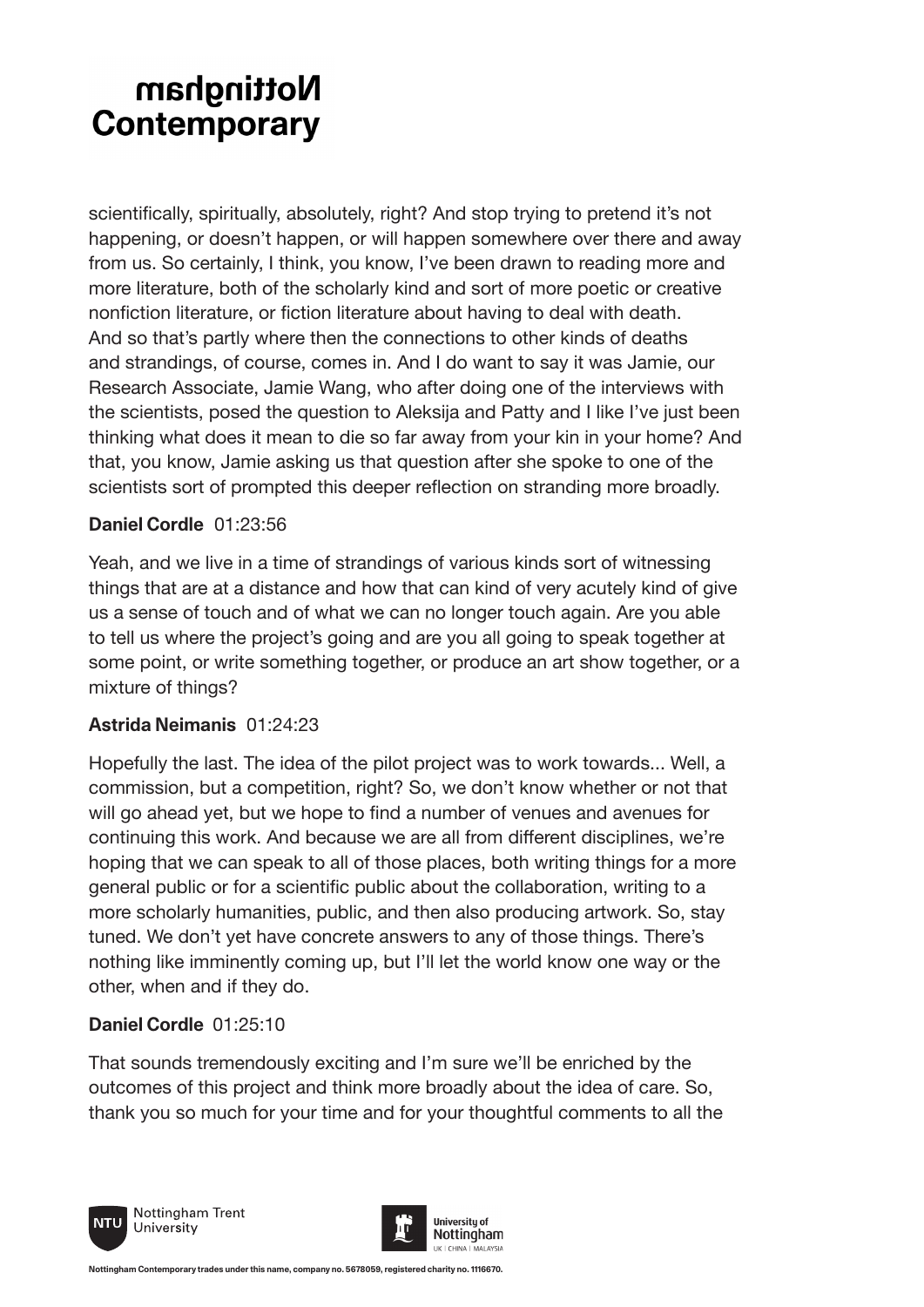scientifically, spiritually, absolutely, right? And stop trying to pretend it's not happening, or doesn't happen, or will happen somewhere over there and away from us. So certainly, I think, you know, I've been drawn to reading more and more literature, both of the scholarly kind and sort of more poetic or creative nonfiction literature, or fiction literature about having to deal with death. And so that's partly where then the connections to other kinds of deaths and strandings, of course, comes in. And I do want to say it was Jamie, our Research Associate, Jamie Wang, who after doing one of the interviews with the scientists, posed the question to Aleksija and Patty and I like I've just been thinking what does it mean to die so far away from your kin in your home? And that, you know, Jamie asking us that question after she spoke to one of the scientists sort of prompted this deeper reflection on stranding more broadly.

**Daniel Cordle** 01:23:56

Yeah, and we live in a time of strandings of various kinds sort of witnessing things that are at a distance and how that can kind of very acutely kind of give us a sense of touch and of what we can no longer touch again. Are you able to tell us where the project's going and are you all going to speak together at some point, or write something together, or produce an art show together, or a mixture of things?

**Astrida Neimanis** 01:24:23

Hopefully the last. The idea of the pilot project was to work towards... Well, a commission, but a competition, right? So, we don't know whether or not that will go ahead yet, but we hope to find a number of venues and avenues for continuing this work. And because we are all from different disciplines, we're hoping that we can speak to all of those places, both writing things for a more general public or for a scientific public about the collaboration, writing to a more scholarly humanities, public, and then also producing artwork. So, stay tuned. We don't yet have concrete answers to any of those things. There's nothing like imminently coming up, but I'll let the world know one way or the other, when and if they do.

**Daniel Cordle** 01:25:10

That sounds tremendously exciting and I'm sure we'll be enriched by the outcomes of this project and think more broadly about the idea of care. So, thank you so much for your time and for your thoughtful comments to all the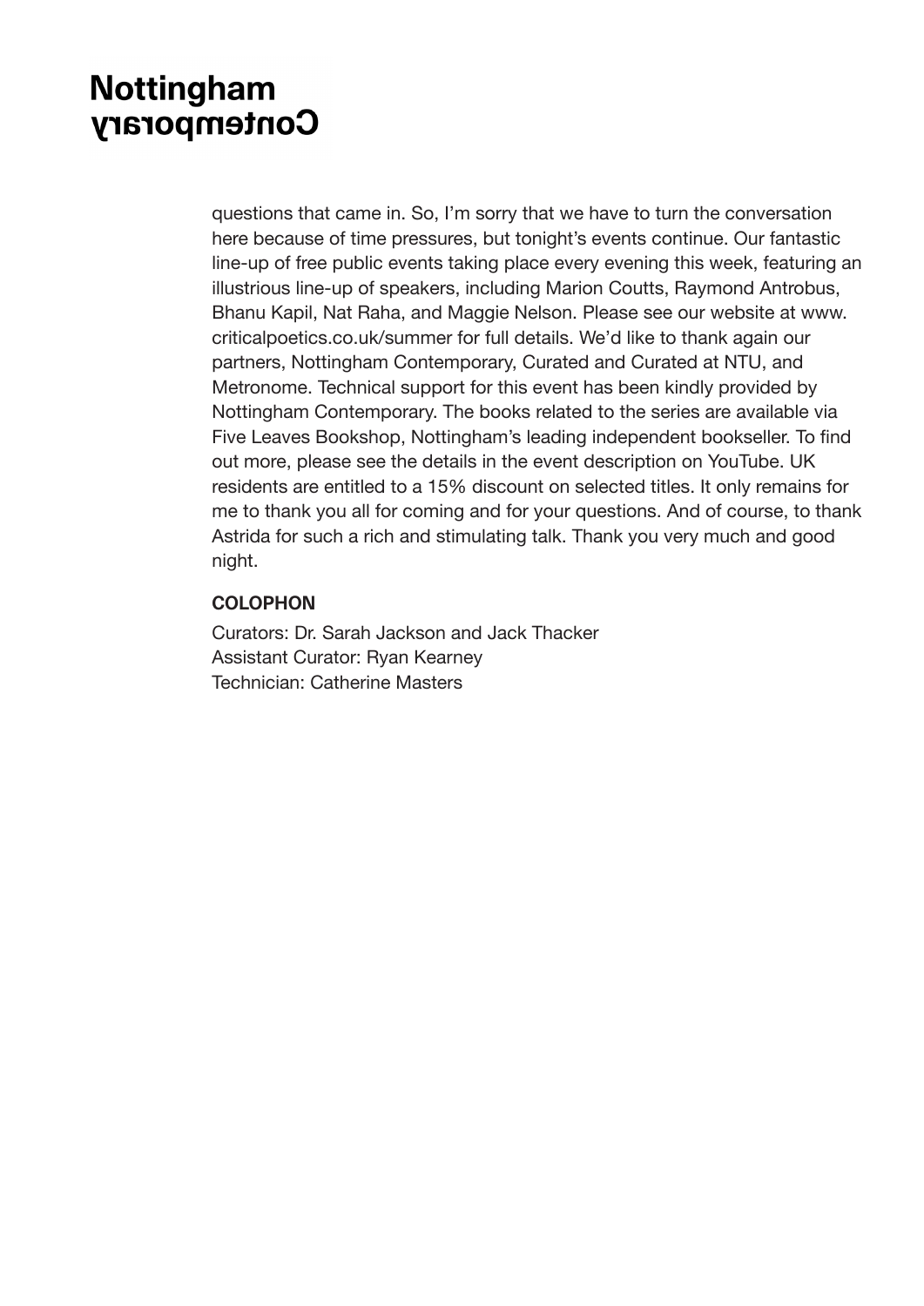questions that came in. So, I'm sorry that we have to turn the conversation here because of time pressures, but tonight's events continue. Our fantastic line-up of free public events taking place every evening this week, featuring an illustrious line-up of speakers, including Marion Coutts, Raymond Antrobus, Bhanu Kapil, Nat Raha, and Maggie Nelson. Please see our website at www.criticalpoetics.co.uk/summer for full details. We'd like to thank again our partners, Nottingham Contemporary, Curated and Curated at NTU, and Metronome. Technical support for this event has been kindly provided by Nottingham Contemporary. The books related to the series are available via Five Leaves Bookshop, Nottingham's leading independent bookseller. To find out more, please see the details in the event description on YouTube. UK residents are entitled to a 15% discount on selected titles. It only remains for me to thank you all for coming and for your questions. And of course, to thank Astrida for such a rich and stimulating talk. Thank you very much and good night.

**COLOPHON**

Curators: Dr. Sarah Jackson and Jack Thacker
Assistant Curator: Ryan Kearney
Technician: Catherine Masters